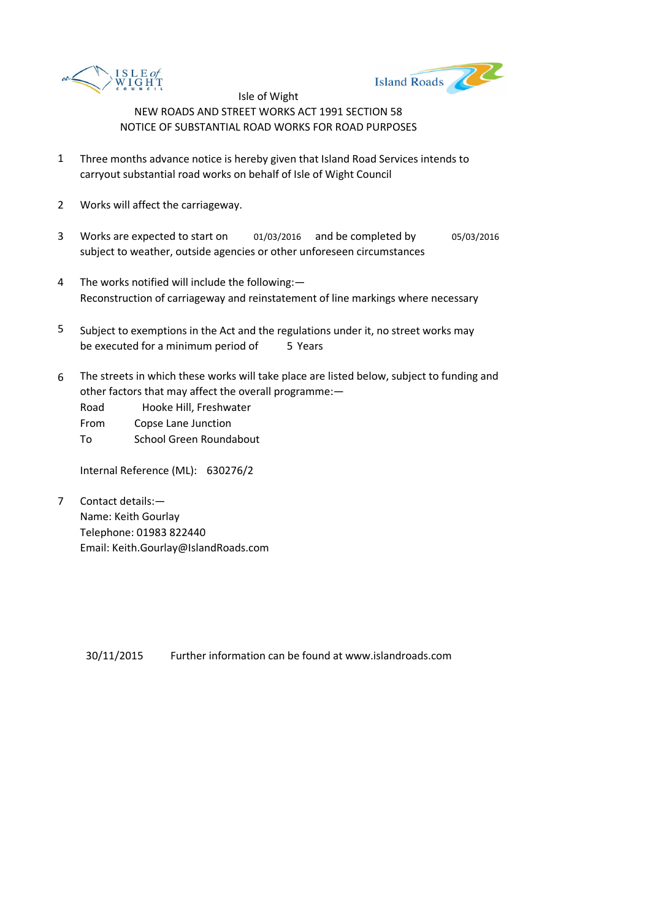Isle of Wight

NEW ROADS AND STREET WORKS ACT 1991 SECTION 58

NOTICE OF SUBSTANTIAL ROAD WORKS FOR ROAD PURPOSES

1. Three months advance notice is hereby given that Island Road Services intends to carryout substantial road works on behalf of Isle of Wight Council

2. Works will affect the carriageway.

3. Works are expected to start on 01/03/2016 and be completed by 05/03/2016 subject to weather, outside agencies or other unforeseen circumstances

4. The works notified will include the following:—
   Reconstruction of carriageway and reinstatement of line markings where necessary

5. Subject to exemptions in the Act and the regulations under it, no street works may be executed for a minimum period of 5 Years

6. The streets in which these works will take place are listed below, subject to funding and other factors that may affect the overall programme:—
   Road Hooke Hill, Freshwater
   From Copse Lane Junction
   To School Green Roundabout

   Internal Reference (ML): 630276/2

7. Contact details:—
   Name: Keith Gourlay
   Telephone: 01983 822440
   Email: Keith.Gourlay@IslandRoads.com

30/11/2015 Further information can be found at www.islandroads.com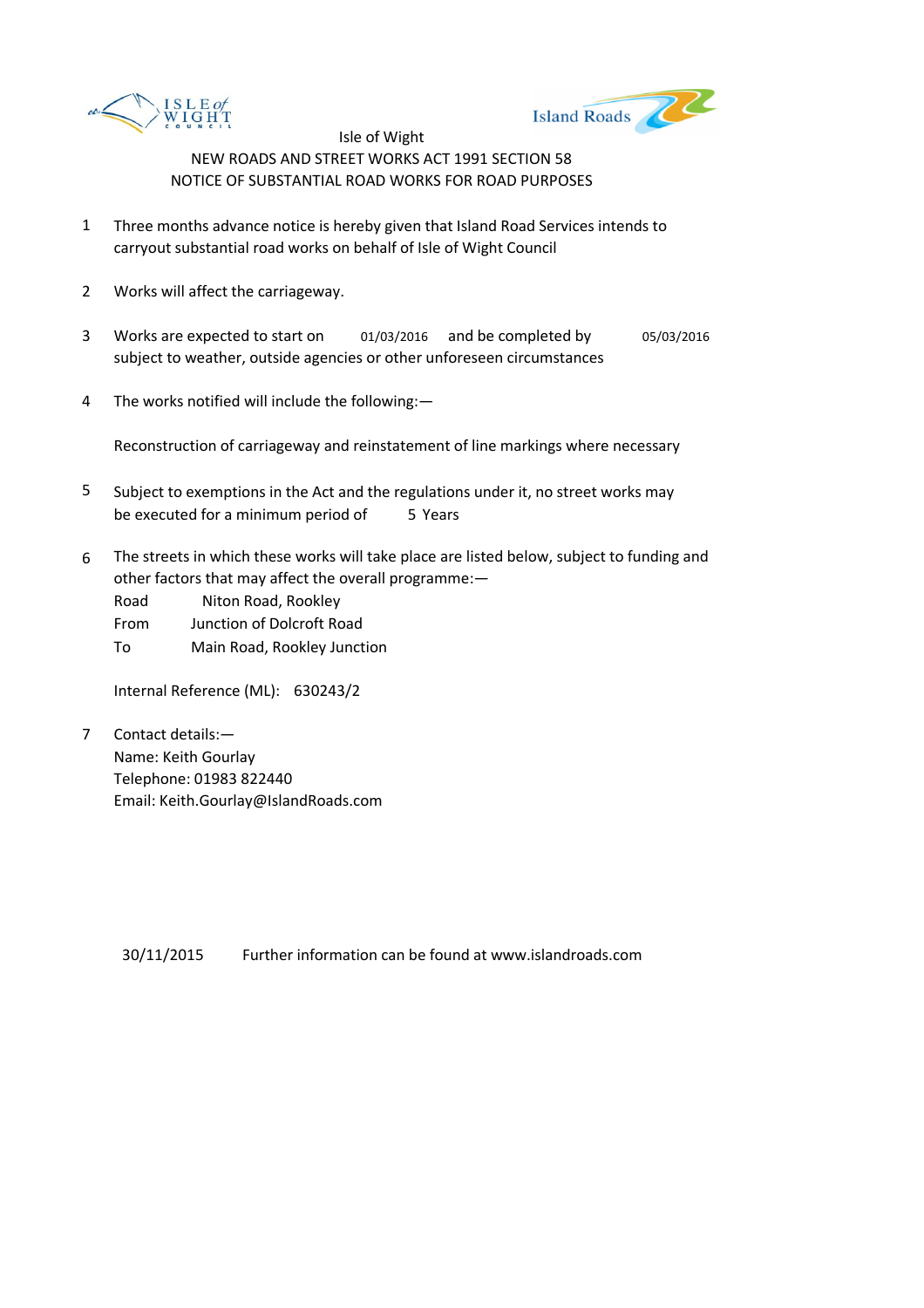Isle of Wight

NEW ROADS AND STREET WORKS ACT 1991 SECTION 58

NOTICE OF SUBSTANTIAL ROAD WORKS FOR ROAD PURPOSES

1. Three months advance notice is hereby given that Island Road Services intends to carryout substantial road works on behalf of Isle of Wight Council

2. Works will affect the carriageway.

3. Works are expected to start on 01/03/2016 and be completed by 05/03/2016 subject to weather, outside agencies or other unforeseen circumstances

4. The works notified will include the following:—

   Reconstruction of carriageway and reinstatement of line markings where necessary

5. Subject to exemptions in the Act and the regulations under it, no street works may be executed for a minimum period of 5 Years

6. The streets in which these works will take place are listed below, subject to funding and other factors that may affect the overall programme:—

   Road Niton Road, Rookley
   From Junction of Dolcroft Road
   To Main Road, Rookley Junction

   Internal Reference (ML): 630243/2

7. Contact details:—
   Name: Keith Gourlay
   Telephone: 01983 822440
   Email: Keith.Gourlay@IslandRoads.com

30/11/2015 Further information can be found at www.islandroads.com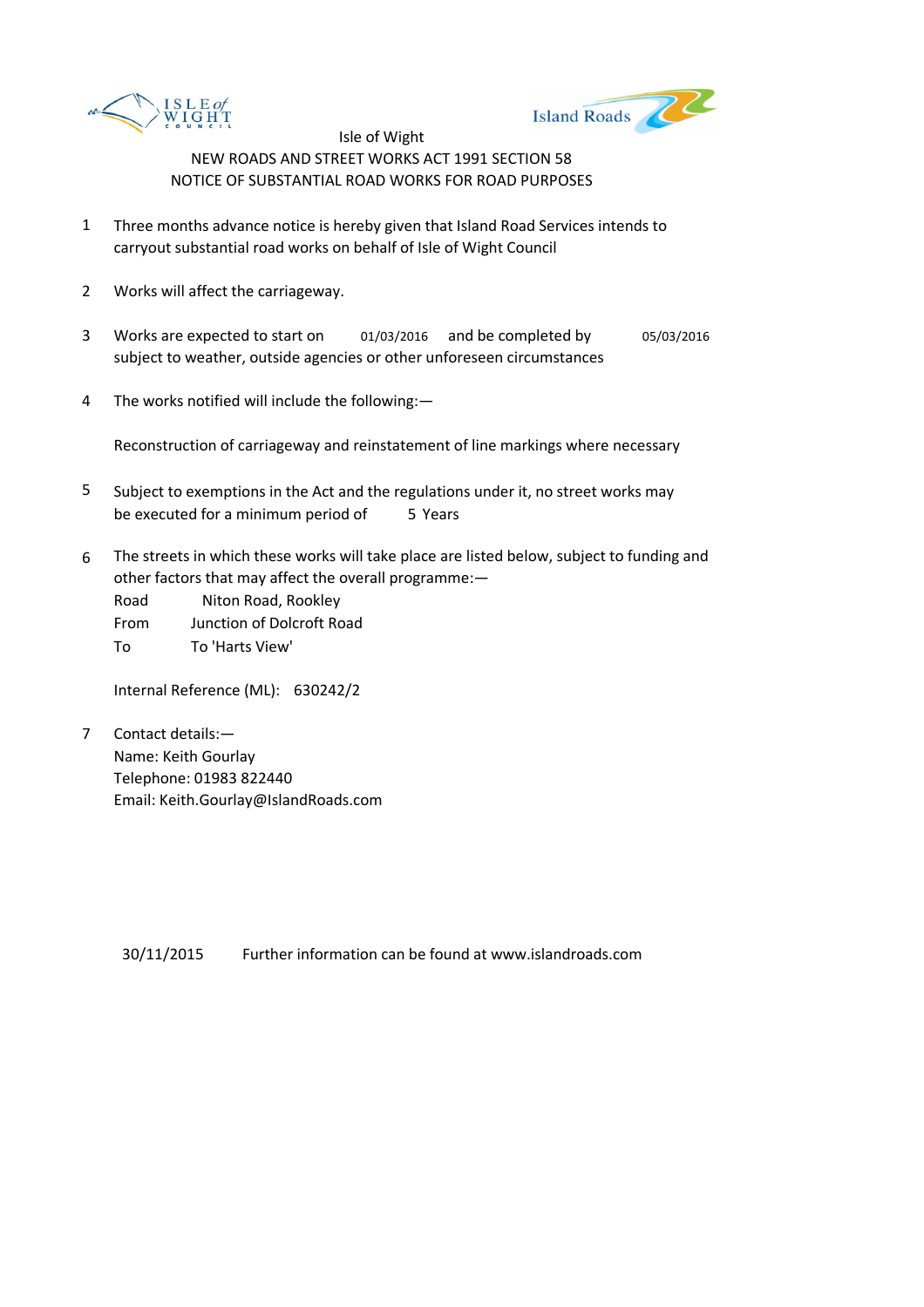Isle of Wight

NEW ROADS AND STREET WORKS ACT 1991 SECTION 58

NOTICE OF SUBSTANTIAL ROAD WORKS FOR ROAD PURPOSES

1. Three months advance notice is hereby given that Island Road Services intends to carryout substantial road works on behalf of Isle of Wight Council

2. Works will affect the carriageway.

3. Works are expected to start on 01/03/2016 and be completed by 05/03/2016 subject to weather, outside agencies or other unforeseen circumstances

4. The works notified will include the following:—

   Reconstruction of carriageway and reinstatement of line markings where necessary

5. Subject to exemptions in the Act and the regulations under it, no street works may be executed for a minimum period of 5 Years

6. The streets in which these works will take place are listed below, subject to funding and other factors that may affect the overall programme:—

   Road Niton Road, Rookley
   From Junction of Dolcroft Road
   To To 'Harts View'

   Internal Reference (ML): 630242/2

7. Contact details:—
   Name: Keith Gourlay
   Telephone: 01983 822440
   Email: Keith.Gourlay@IslandRoads.com

30/11/2015 Further information can be found at www.islandroads.com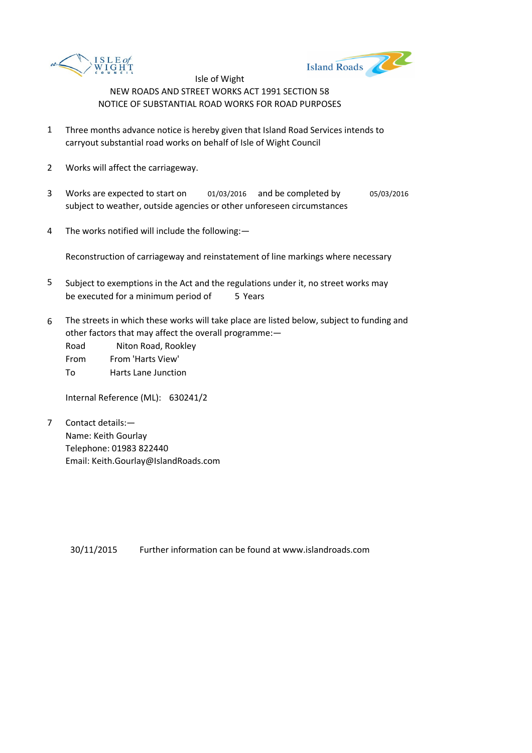Isle of Wight

NEW ROADS AND STREET WORKS ACT 1991 SECTION 58

NOTICE OF SUBSTANTIAL ROAD WORKS FOR ROAD PURPOSES

1. Three months advance notice is hereby given that Island Road Services intends to carryout substantial road works on behalf of Isle of Wight Council

2. Works will affect the carriageway.

3. Works are expected to start on 01/03/2016 and be completed by 05/03/2016 subject to weather, outside agencies or other unforeseen circumstances

4. The works notified will include the following:—

   Reconstruction of carriageway and reinstatement of line markings where necessary

5. Subject to exemptions in the Act and the regulations under it, no street works may be executed for a minimum period of 5 Years

6. The streets in which these works will take place are listed below, subject to funding and other factors that may affect the overall programme:—

   Road Niton Road, Rookley
   From From 'Harts View'
   To Harts Lane Junction

   Internal Reference (ML): 630241/2

7. Contact details:—
   Name: Keith Gourlay
   Telephone: 01983 822440
   Email: Keith.Gourlay@IslandRoads.com

30/11/2015 Further information can be found at www.islandroads.com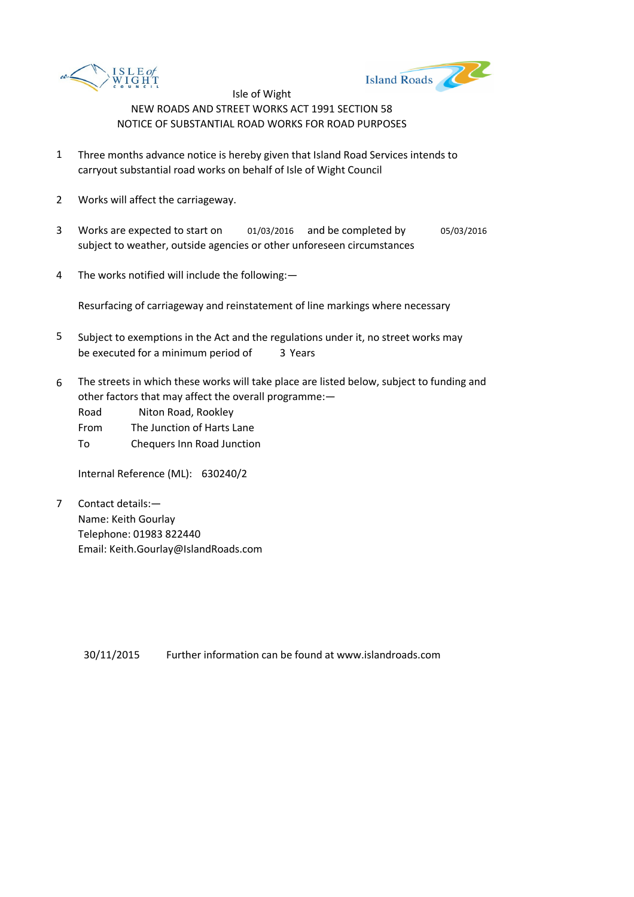Isle of Wight
NEW ROADS AND STREET WORKS ACT 1991 SECTION 58
NOTICE OF SUBSTANTIAL ROAD WORKS FOR ROAD PURPOSES

1 Three months advance notice is hereby given that Island Road Services intends to carryout substantial road works on behalf of Isle of Wight Council

2 Works will affect the carriageway.

3 Works are expected to start on 01/03/2016 and be completed by 05/03/2016 subject to weather, outside agencies or other unforeseen circumstances

4 The works notified will include the following:—

Resurfacing of carriageway and reinstatement of line markings where necessary

5 Subject to exemptions in the Act and the regulations under it, no street works may be executed for a minimum period of 3 Years

6 The streets in which these works will take place are listed below, subject to funding and other factors that may affect the overall programme:—

Road Niton Road, Rookley
From The Junction of Harts Lane
To Chequers Inn Road Junction

Internal Reference (ML): 630240/2

7 Contact details:—
Name: Keith Gourlay
Telephone: 01983 822440
Email: Keith.Gourlay@IslandRoads.com

30/11/2015 Further information can be found at www.islandroads.com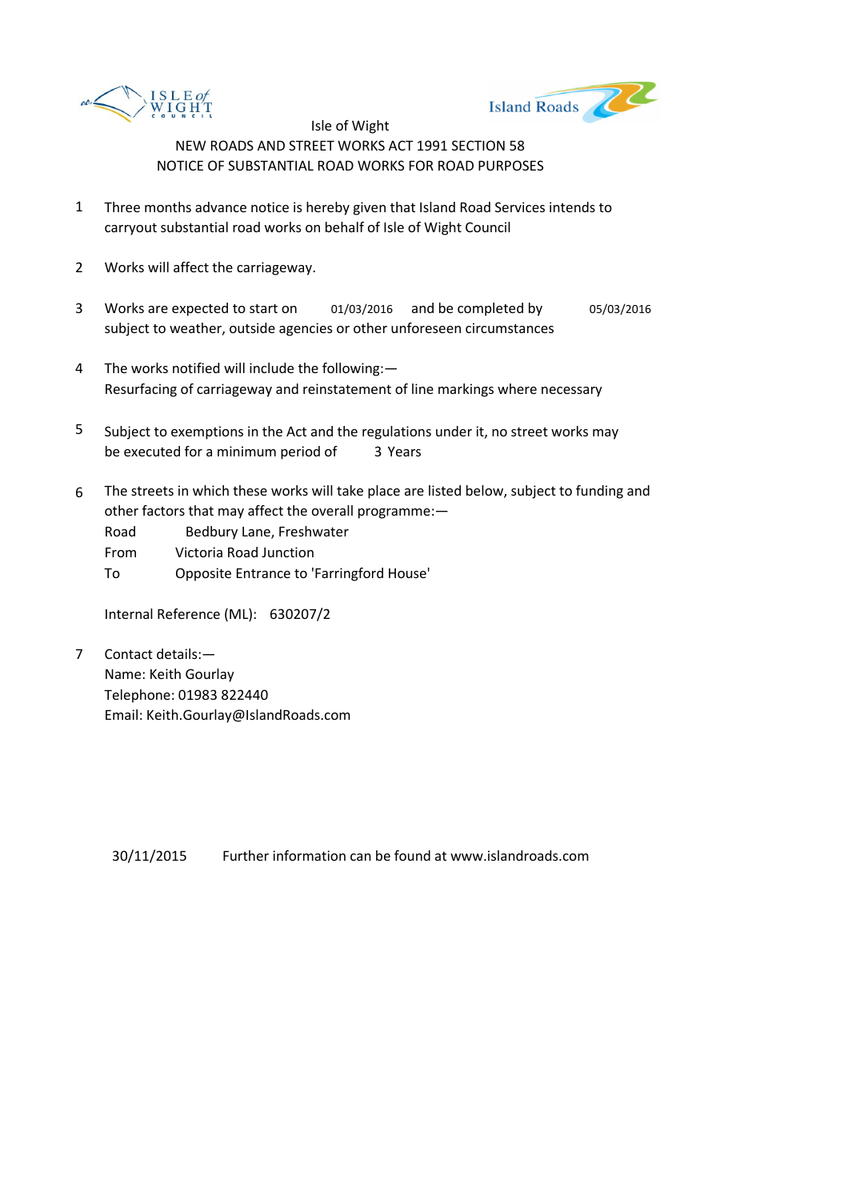Isle of Wight

NEW ROADS AND STREET WORKS ACT 1991 SECTION 58

NOTICE OF SUBSTANTIAL ROAD WORKS FOR ROAD PURPOSES

1. Three months advance notice is hereby given that Island Road Services intends to carryout substantial road works on behalf of Isle of Wight Council

2. Works will affect the carriageway.

3. Works are expected to start on 01/03/2016 and be completed by 05/03/2016 subject to weather, outside agencies or other unforeseen circumstances

4. The works notified will include the following:—
   Resurfacing of carriageway and reinstatement of line markings where necessary

5. Subject to exemptions in the Act and the regulations under it, no street works may be executed for a minimum period of 3 Years

6. The streets in which these works will take place are listed below, subject to funding and other factors that may affect the overall programme:—
   Road Bedbury Lane, Freshwater
   From Victoria Road Junction
   To Opposite Entrance to 'Farringford House'

   Internal Reference (ML): 630207/2

7. Contact details:—
   Name: Keith Gourlay
   Telephone: 01983 822440
   Email: Keith.Gourlay@IslandRoads.com

30/11/2015 Further information can be found at www.islandroads.com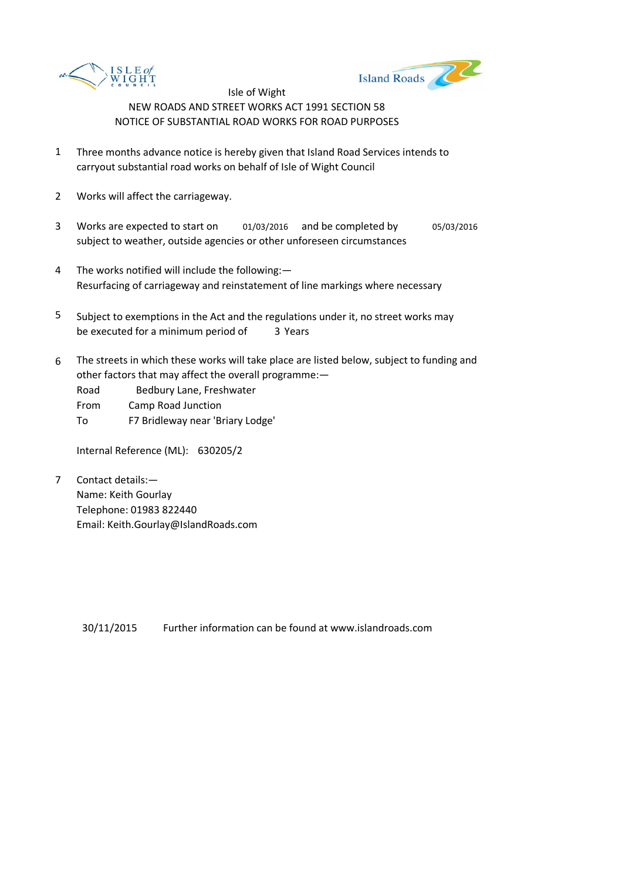Isle of Wight

NEW ROADS AND STREET WORKS ACT 1991 SECTION 58

NOTICE OF SUBSTANTIAL ROAD WORKS FOR ROAD PURPOSES

1. Three months advance notice is hereby given that Island Road Services intends to carryout substantial road works on behalf of Isle of Wight Council

2. Works will affect the carriageway.

3. Works are expected to start on 01/03/2016 and be completed by 05/03/2016 subject to weather, outside agencies or other unforeseen circumstances

4. The works notified will include the following:—
   Resurfacing of carriageway and reinstatement of line markings where necessary

5. Subject to exemptions in the Act and the regulations under it, no street works may be executed for a minimum period of 3 Years

6. The streets in which these works will take place are listed below, subject to funding and other factors that may affect the overall programme:—
   Road Bedbury Lane, Freshwater
   From Camp Road Junction
   To F7 Bridleway near 'Briary Lodge'

   Internal Reference (ML): 630205/2

7. Contact details:—
   Name: Keith Gourlay
   Telephone: 01983 822440
   Email: Keith.Gourlay@IslandRoads.com

30/11/2015 Further information can be found at www.islandroads.com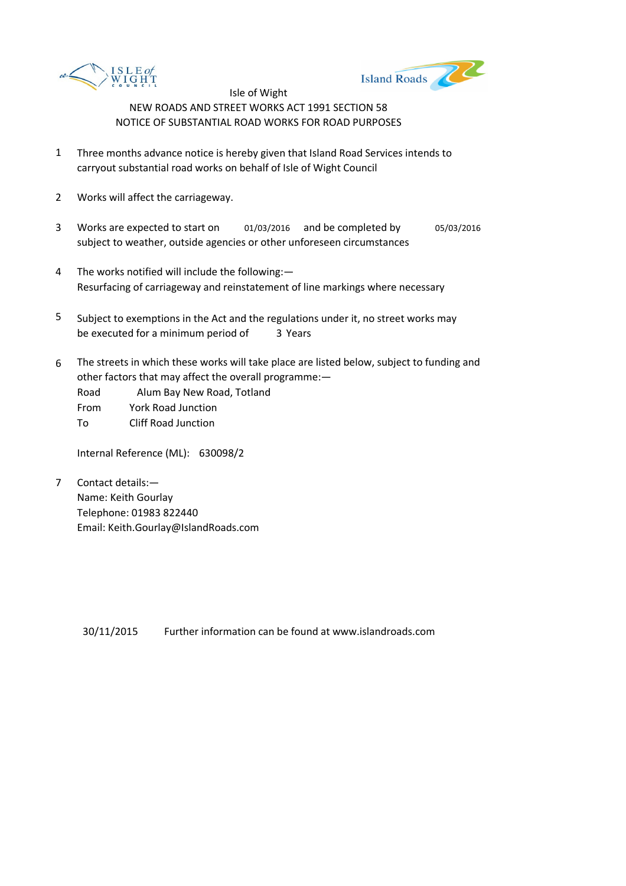Isle of Wight

NEW ROADS AND STREET WORKS ACT 1991 SECTION 58

NOTICE OF SUBSTANTIAL ROAD WORKS FOR ROAD PURPOSES

1. Three months advance notice is hereby given that Island Road Services intends to carryout substantial road works on behalf of Isle of Wight Council

2. Works will affect the carriageway.

3. Works are expected to start on 01/03/2016 and be completed by 05/03/2016 subject to weather, outside agencies or other unforeseen circumstances

4. The works notified will include the following:—
   Resurfacing of carriageway and reinstatement of line markings where necessary

5. Subject to exemptions in the Act and the regulations under it, no street works may be executed for a minimum period of 3 Years

6. The streets in which these works will take place are listed below, subject to funding and other factors that may affect the overall programme:—
   Road Alum Bay New Road, Totland
   From York Road Junction
   To Cliff Road Junction

   Internal Reference (ML): 630098/2

7. Contact details:—
   Name: Keith Gourlay
   Telephone: 01983 822440
   Email: Keith.Gourlay@IslandRoads.com

30/11/2015 Further information can be found at www.islandroads.com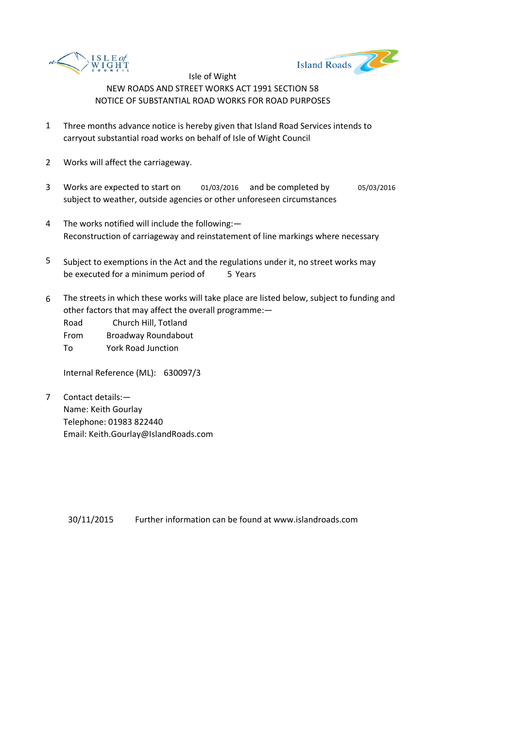Isle of Wight

NEW ROADS AND STREET WORKS ACT 1991 SECTION 58

NOTICE OF SUBSTANTIAL ROAD WORKS FOR ROAD PURPOSES

1. Three months advance notice is hereby given that Island Road Services intends to carryout substantial road works on behalf of Isle of Wight Council

2. Works will affect the carriageway.

3. Works are expected to start on 01/03/2016 and be completed by 05/03/2016 subject to weather, outside agencies or other unforeseen circumstances

4. The works notified will include the following:—
   Reconstruction of carriageway and reinstatement of line markings where necessary

5. Subject to exemptions in the Act and the regulations under it, no street works may be executed for a minimum period of 5 Years

6. The streets in which these works will take place are listed below, subject to funding and other factors that may affect the overall programme:—
   Road Church Hill, Totland
   From Broadway Roundabout
   To York Road Junction

   Internal Reference (ML): 630097/3

7. Contact details:—
   Name: Keith Gourlay
   Telephone: 01983 822440
   Email: Keith.Gourlay@IslandRoads.com

30/11/2015 Further information can be found at www.islandroads.com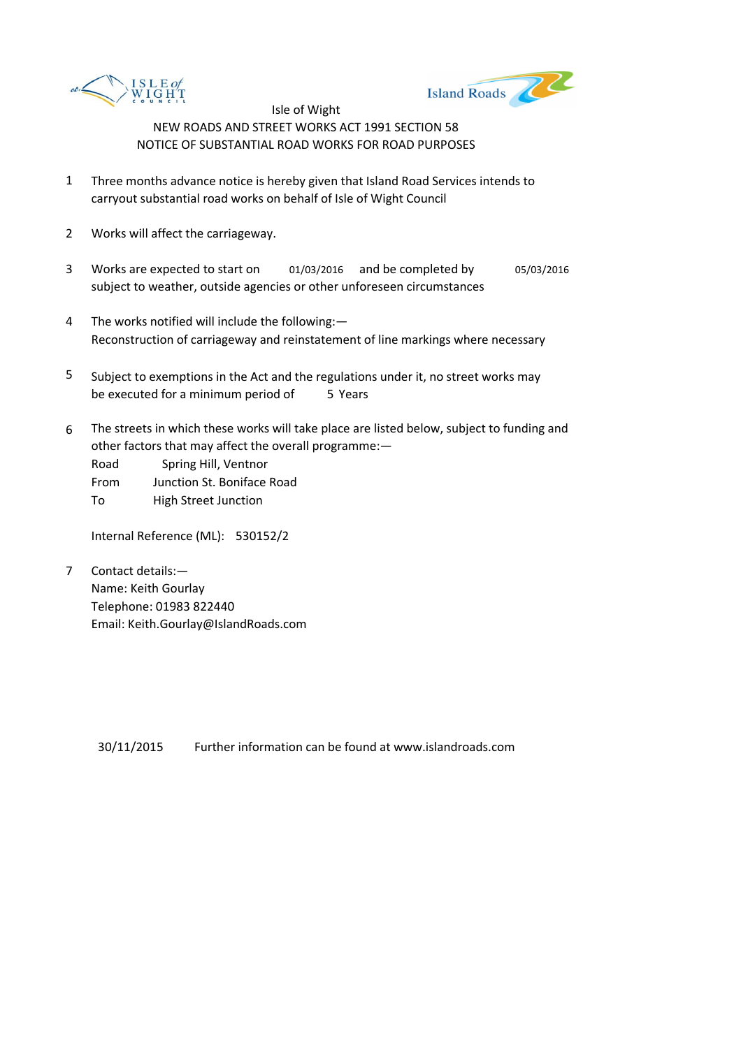Isle of Wight

NEW ROADS AND STREET WORKS ACT 1991 SECTION 58

NOTICE OF SUBSTANTIAL ROAD WORKS FOR ROAD PURPOSES

1. Three months advance notice is hereby given that Island Road Services intends to carryout substantial road works on behalf of Isle of Wight Council

2. Works will affect the carriageway.

3. Works are expected to start on 01/03/2016 and be completed by 05/03/2016 subject to weather, outside agencies or other unforeseen circumstances

4. The works notified will include the following:—
   Reconstruction of carriageway and reinstatement of line markings where necessary

5. Subject to exemptions in the Act and the regulations under it, no street works may be executed for a minimum period of 5 Years

6. The streets in which these works will take place are listed below, subject to funding and other factors that may affect the overall programme:—
   Road Spring Hill, Ventnor
   From Junction St. Boniface Road
   To High Street Junction

   Internal Reference (ML): 530152/2

7. Contact details:—
   Name: Keith Gourlay
   Telephone: 01983 822440
   Email: Keith.Gourlay@IslandRoads.com

30/11/2015 Further information can be found at www.islandroads.com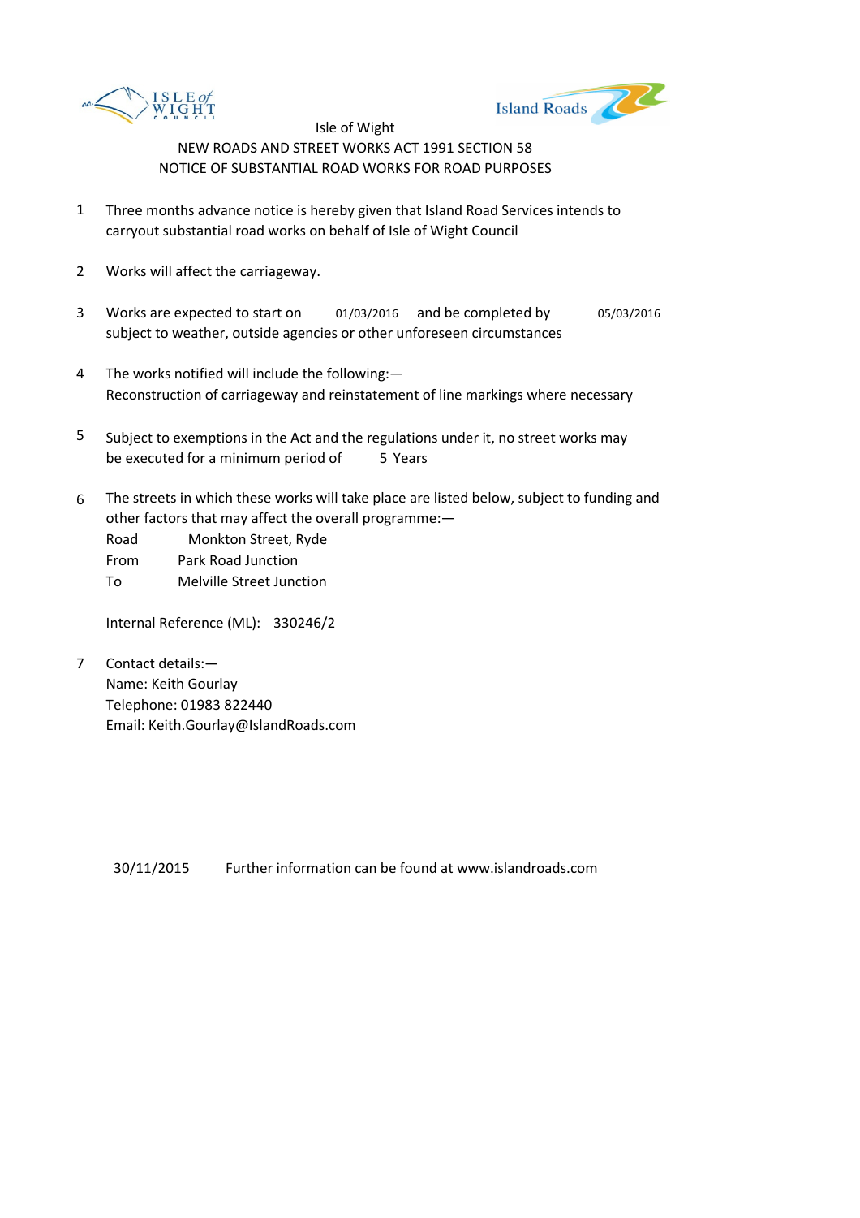Isle of Wight

NEW ROADS AND STREET WORKS ACT 1991 SECTION 58

NOTICE OF SUBSTANTIAL ROAD WORKS FOR ROAD PURPOSES

1. Three months advance notice is hereby given that Island Road Services intends to carryout substantial road works on behalf of Isle of Wight Council

2. Works will affect the carriageway.

3. Works are expected to start on 01/03/2016 and be completed by 05/03/2016 subject to weather, outside agencies or other unforeseen circumstances

4. The works notified will include the following:—
   Reconstruction of carriageway and reinstatement of line markings where necessary

5. Subject to exemptions in the Act and the regulations under it, no street works may be executed for a minimum period of 5 Years

6. The streets in which these works will take place are listed below, subject to funding and other factors that may affect the overall programme:—
   Road Monkton Street, Ryde
   From Park Road Junction
   To Melville Street Junction

   Internal Reference (ML): 330246/2

7. Contact details:—
   Name: Keith Gourlay
   Telephone: 01983 822440
   Email: Keith.Gourlay@IslandRoads.com

30/11/2015 Further information can be found at www.islandroads.com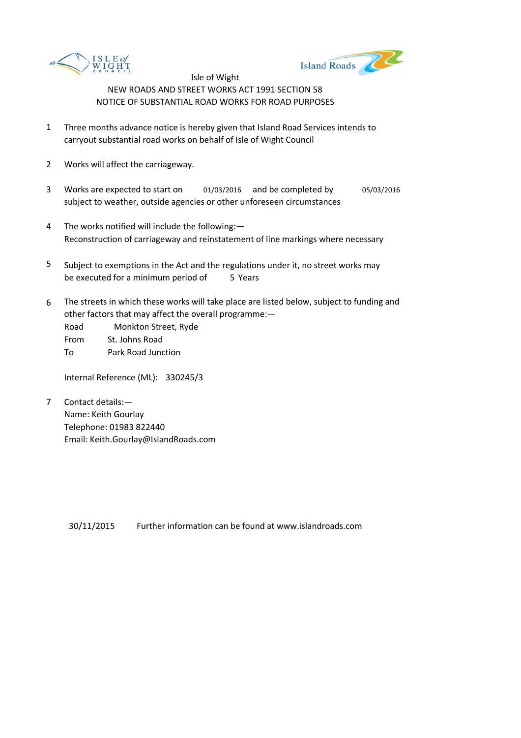Isle of Wight

NEW ROADS AND STREET WORKS ACT 1991 SECTION 58

NOTICE OF SUBSTANTIAL ROAD WORKS FOR ROAD PURPOSES

1. Three months advance notice is hereby given that Island Road Services intends to carryout substantial road works on behalf of Isle of Wight Council

2. Works will affect the carriageway.

3. Works are expected to start on 01/03/2016 and be completed by 05/03/2016 subject to weather, outside agencies or other unforeseen circumstances

4. The works notified will include the following:—
   Reconstruction of carriageway and reinstatement of line markings where necessary

5. Subject to exemptions in the Act and the regulations under it, no street works may be executed for a minimum period of 5 Years

6. The streets in which these works will take place are listed below, subject to funding and other factors that may affect the overall programme:—
   Road Monkton Street, Ryde
   From St. Johns Road
   To Park Road Junction

   Internal Reference (ML): 330245/3

7. Contact details:—
   Name: Keith Gourlay
   Telephone: 01983 822440
   Email: Keith.Gourlay@IslandRoads.com

30/11/2015 Further information can be found at www.islandroads.com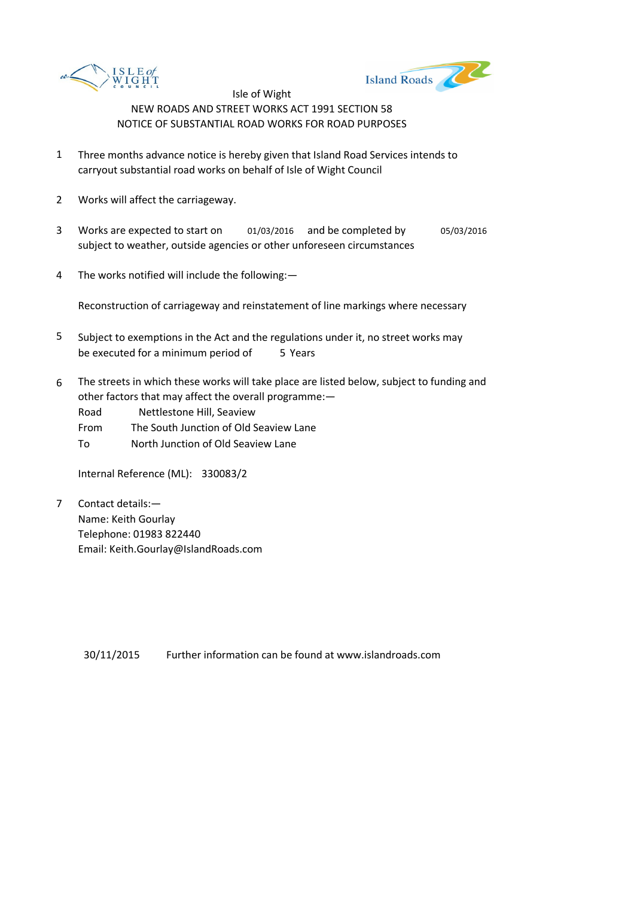Isle of Wight

NEW ROADS AND STREET WORKS ACT 1991 SECTION 58

NOTICE OF SUBSTANTIAL ROAD WORKS FOR ROAD PURPOSES

1 Three months advance notice is hereby given that Island Road Services intends to carryout substantial road works on behalf of Isle of Wight Council

2 Works will affect the carriageway.

3 Works are expected to start on 01/03/2016 and be completed by 05/03/2016 subject to weather, outside agencies or other unforeseen circumstances

4 The works notified will include the following:—

Reconstruction of carriageway and reinstatement of line markings where necessary

5 Subject to exemptions in the Act and the regulations under it, no street works may be executed for a minimum period of 5 Years

6 The streets in which these works will take place are listed below, subject to funding and other factors that may affect the overall programme:—

Road Nettlestone Hill, Seaview

From The South Junction of Old Seaview Lane

To North Junction of Old Seaview Lane

Internal Reference (ML): 330083/2

7 Contact details:—

Name: Keith Gourlay

Telephone: 01983 822440

Email: Keith.Gourlay@IslandRoads.com

30/11/2015 Further information can be found at www.islandroads.com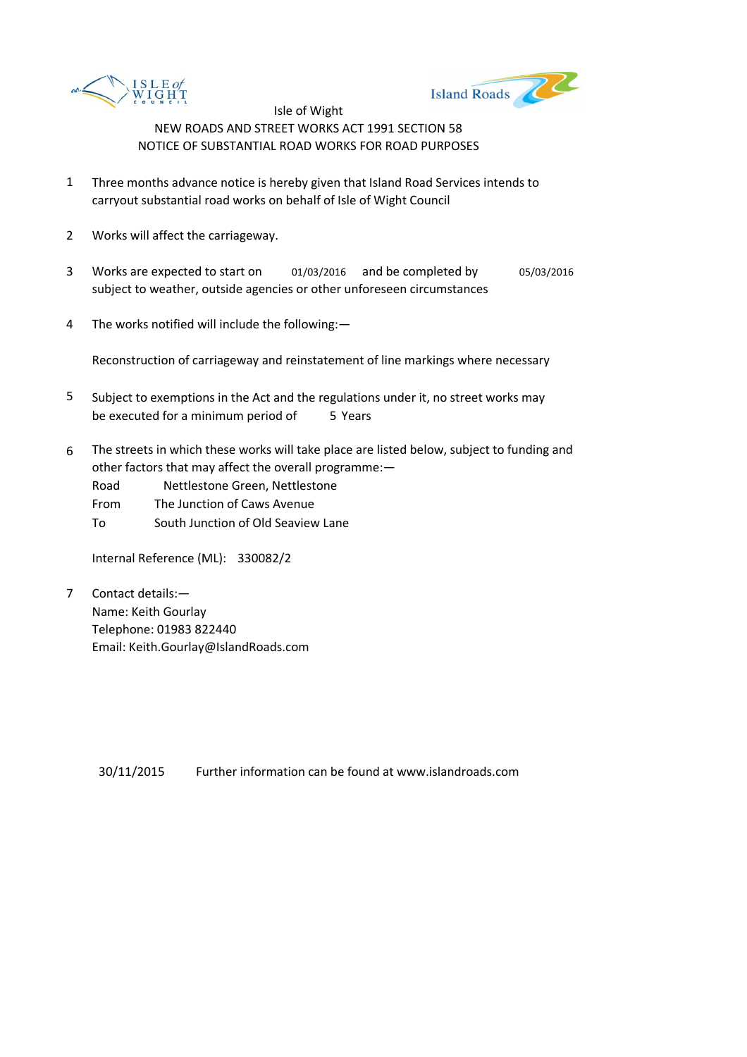Isle of Wight

NEW ROADS AND STREET WORKS ACT 1991 SECTION 58

NOTICE OF SUBSTANTIAL ROAD WORKS FOR ROAD PURPOSES

1. Three months advance notice is hereby given that Island Road Services intends to carryout substantial road works on behalf of Isle of Wight Council

2. Works will affect the carriageway.

3. Works are expected to start on 01/03/2016 and be completed by 05/03/2016 subject to weather, outside agencies or other unforeseen circumstances

4. The works notified will include the following:—

   Reconstruction of carriageway and reinstatement of line markings where necessary

5. Subject to exemptions in the Act and the regulations under it, no street works may be executed for a minimum period of 5 Years

6. The streets in which these works will take place are listed below, subject to funding and other factors that may affect the overall programme:—

   Road Nettlestone Green, Nettlestone
   From The Junction of Caws Avenue
   To South Junction of Old Seaview Lane

   Internal Reference (ML): 330082/2

7. Contact details:—
   Name: Keith Gourlay
   Telephone: 01983 822440
   Email: Keith.Gourlay@IslandRoads.com

30/11/2015 Further information can be found at www.islandroads.com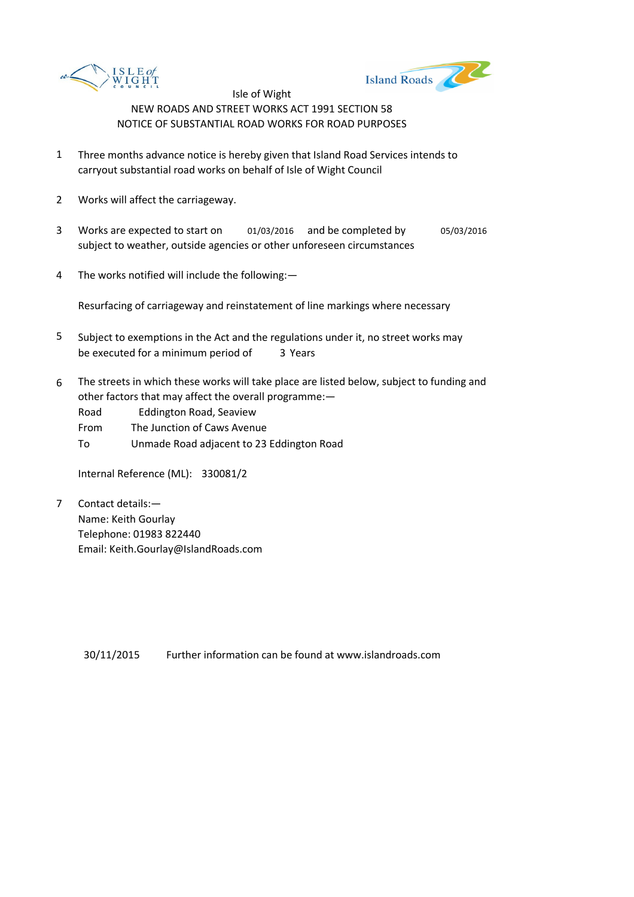Isle of Wight

NEW ROADS AND STREET WORKS ACT 1991 SECTION 58

NOTICE OF SUBSTANTIAL ROAD WORKS FOR ROAD PURPOSES

1. Three months advance notice is hereby given that Island Road Services intends to carryout substantial road works on behalf of Isle of Wight Council

2. Works will affect the carriageway.

3. Works are expected to start on 01/03/2016 and be completed by 05/03/2016 subject to weather, outside agencies or other unforeseen circumstances

4. The works notified will include the following:—

   Resurfacing of carriageway and reinstatement of line markings where necessary

5. Subject to exemptions in the Act and the regulations under it, no street works may be executed for a minimum period of 3 Years

6. The streets in which these works will take place are listed below, subject to funding and other factors that may affect the overall programme:—

   Road Eddington Road, Seaview
   From The Junction of Caws Avenue
   To Unmade Road adjacent to 23 Eddington Road

   Internal Reference (ML): 330081/2

7. Contact details:—
   Name: Keith Gourlay
   Telephone: 01983 822440
   Email: Keith.Gourlay@IslandRoads.com

30/11/2015 Further information can be found at www.islandroads.com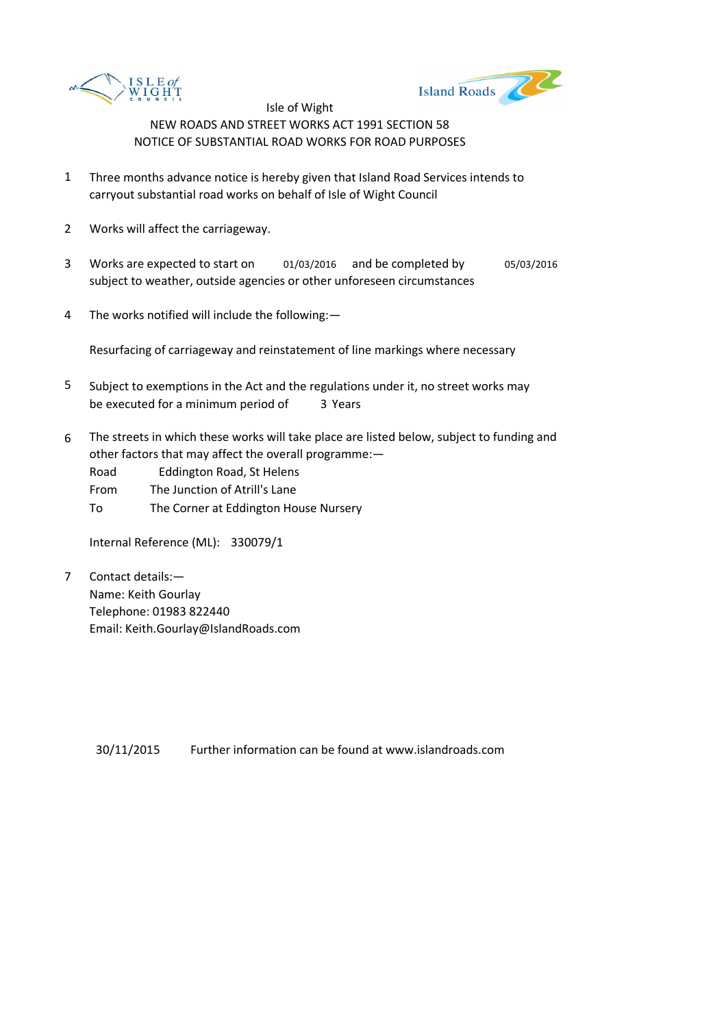Isle of Wight

NEW ROADS AND STREET WORKS ACT 1991 SECTION 58

NOTICE OF SUBSTANTIAL ROAD WORKS FOR ROAD PURPOSES

1. Three months advance notice is hereby given that Island Road Services intends to carryout substantial road works on behalf of Isle of Wight Council

2. Works will affect the carriageway.

3. Works are expected to start on 01/03/2016 and be completed by 05/03/2016 subject to weather, outside agencies or other unforeseen circumstances

4. The works notified will include the following:—

   Resurfacing of carriageway and reinstatement of line markings where necessary

5. Subject to exemptions in the Act and the regulations under it, no street works may be executed for a minimum period of 3 Years

6. The streets in which these works will take place are listed below, subject to funding and other factors that may affect the overall programme:—

   Road Eddington Road, St Helens
   From The Junction of Atrill's Lane
   To The Corner at Eddington House Nursery

   Internal Reference (ML): 330079/1

7. Contact details:—
   Name: Keith Gourlay
   Telephone: 01983 822440
   Email: Keith.Gourlay@IslandRoads.com

30/11/2015 Further information can be found at www.islandroads.com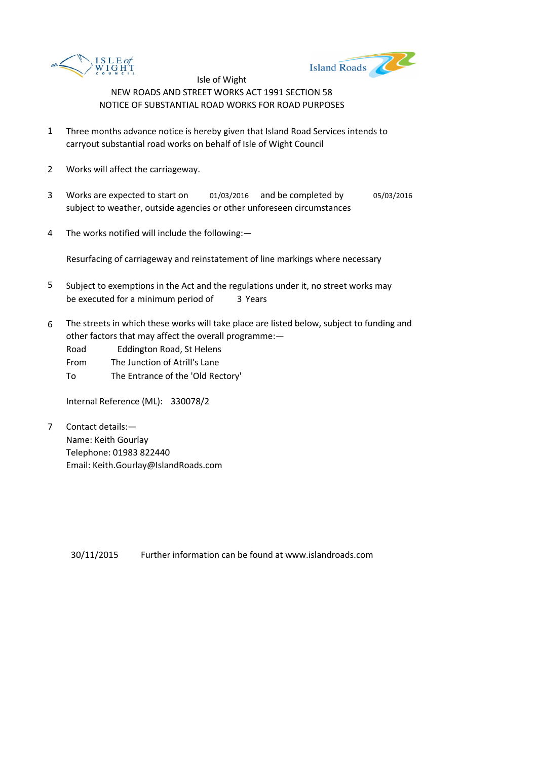Isle of Wight

NEW ROADS AND STREET WORKS ACT 1991 SECTION 58

NOTICE OF SUBSTANTIAL ROAD WORKS FOR ROAD PURPOSES

1. Three months advance notice is hereby given that Island Road Services intends to carryout substantial road works on behalf of Isle of Wight Council

2. Works will affect the carriageway.

3. Works are expected to start on 01/03/2016 and be completed by 05/03/2016 subject to weather, outside agencies or other unforeseen circumstances

4. The works notified will include the following:—

   Resurfacing of carriageway and reinstatement of line markings where necessary

5. Subject to exemptions in the Act and the regulations under it, no street works may be executed for a minimum period of 3 Years

6. The streets in which these works will take place are listed below, subject to funding and other factors that may affect the overall programme:—

   Road Eddington Road, St Helens
   From The Junction of Atrill's Lane
   To The Entrance of the 'Old Rectory'

   Internal Reference (ML): 330078/2

7. Contact details:—
   Name: Keith Gourlay
   Telephone: 01983 822440
   Email: Keith.Gourlay@IslandRoads.com

30/11/2015 Further information can be found at www.islandroads.com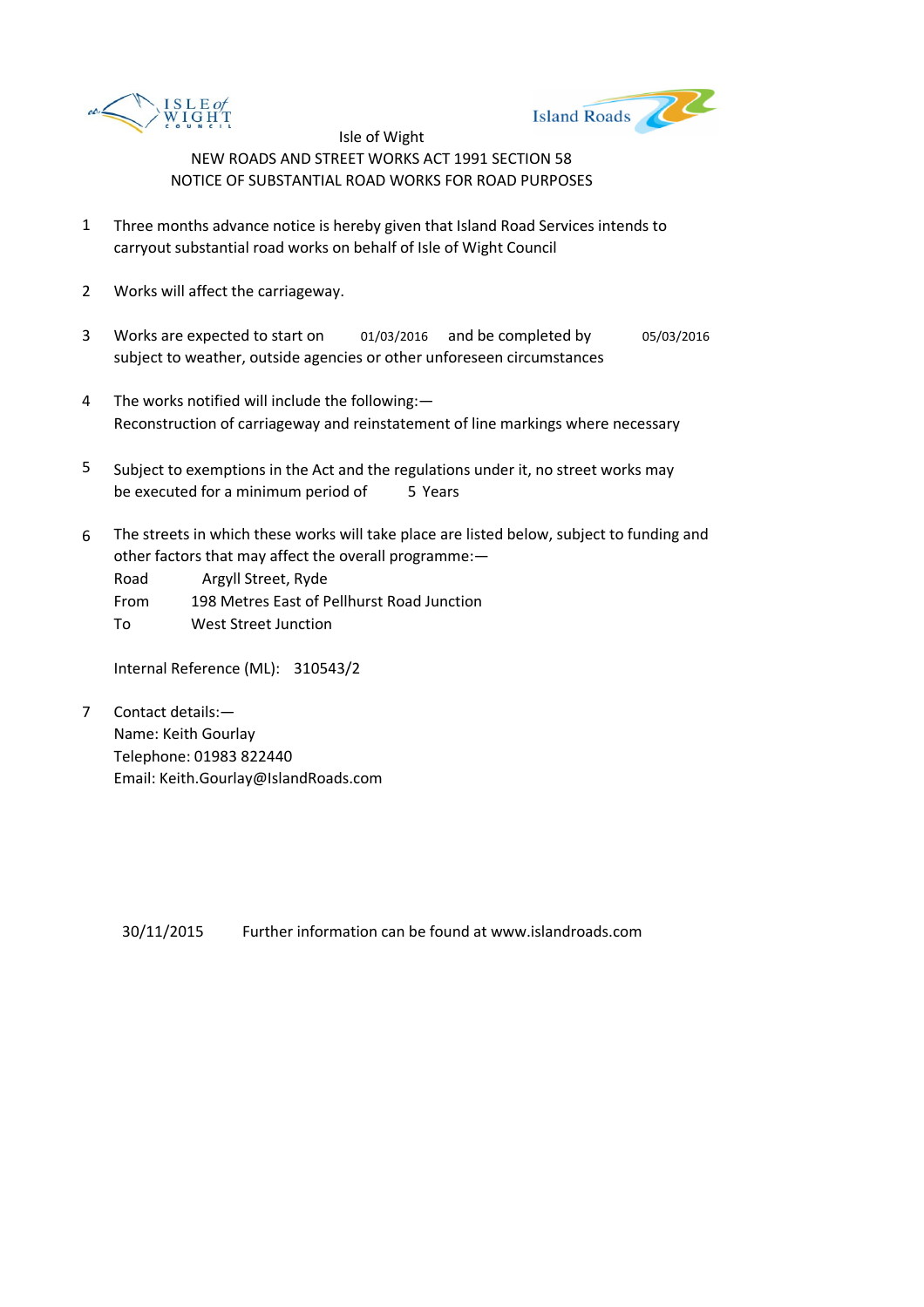Isle of Wight

NEW ROADS AND STREET WORKS ACT 1991 SECTION 58

NOTICE OF SUBSTANTIAL ROAD WORKS FOR ROAD PURPOSES

1. Three months advance notice is hereby given that Island Road Services intends to carryout substantial road works on behalf of Isle of Wight Council

2. Works will affect the carriageway.

3. Works are expected to start on 01/03/2016 and be completed by 05/03/2016 subject to weather, outside agencies or other unforeseen circumstances

4. The works notified will include the following:—
   Reconstruction of carriageway and reinstatement of line markings where necessary

5. Subject to exemptions in the Act and the regulations under it, no street works may be executed for a minimum period of 5 Years

6. The streets in which these works will take place are listed below, subject to funding and other factors that may affect the overall programme:—
   Road Argyll Street, Ryde
   From 198 Metres East of Pellhurst Road Junction
   To West Street Junction

   Internal Reference (ML): 310543/2

7. Contact details:—
   Name: Keith Gourlay
   Telephone: 01983 822440
   Email: Keith.Gourlay@IslandRoads.com

30/11/2015 Further information can be found at www.islandroads.com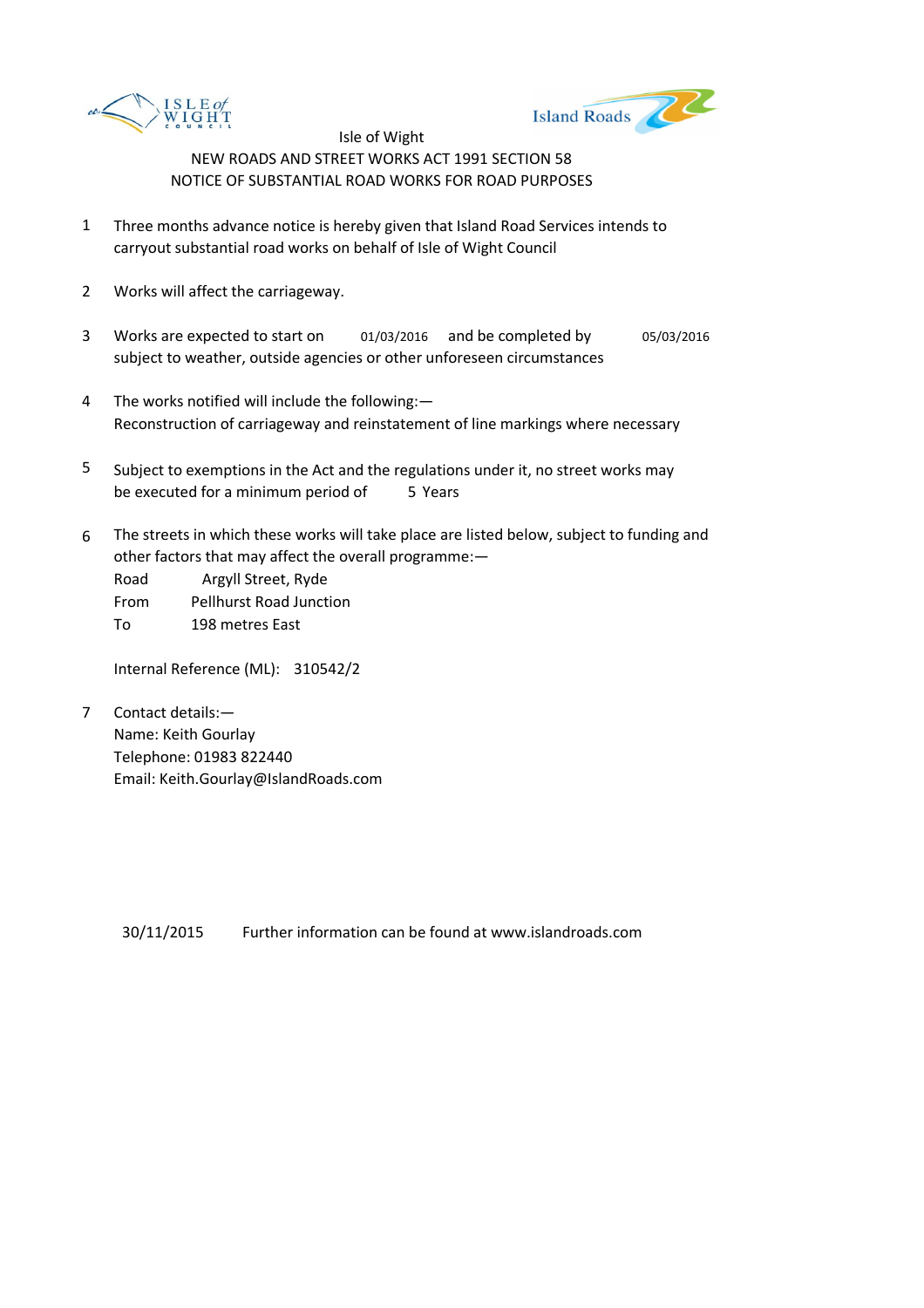Isle of Wight

NEW ROADS AND STREET WORKS ACT 1991 SECTION 58

NOTICE OF SUBSTANTIAL ROAD WORKS FOR ROAD PURPOSES

1. Three months advance notice is hereby given that Island Road Services intends to carryout substantial road works on behalf of Isle of Wight Council

2. Works will affect the carriageway.

3. Works are expected to start on 01/03/2016 and be completed by 05/03/2016 subject to weather, outside agencies or other unforeseen circumstances

4. The works notified will include the following:—
   Reconstruction of carriageway and reinstatement of line markings where necessary

5. Subject to exemptions in the Act and the regulations under it, no street works may be executed for a minimum period of 5 Years

6. The streets in which these works will take place are listed below, subject to funding and other factors that may affect the overall programme:—
   Road Argyll Street, Ryde
   From Pellhurst Road Junction
   To 198 metres East

   Internal Reference (ML): 310542/2

7. Contact details:—
   Name: Keith Gourlay
   Telephone: 01983 822440
   Email: Keith.Gourlay@IslandRoads.com

30/11/2015 Further information can be found at www.islandroads.com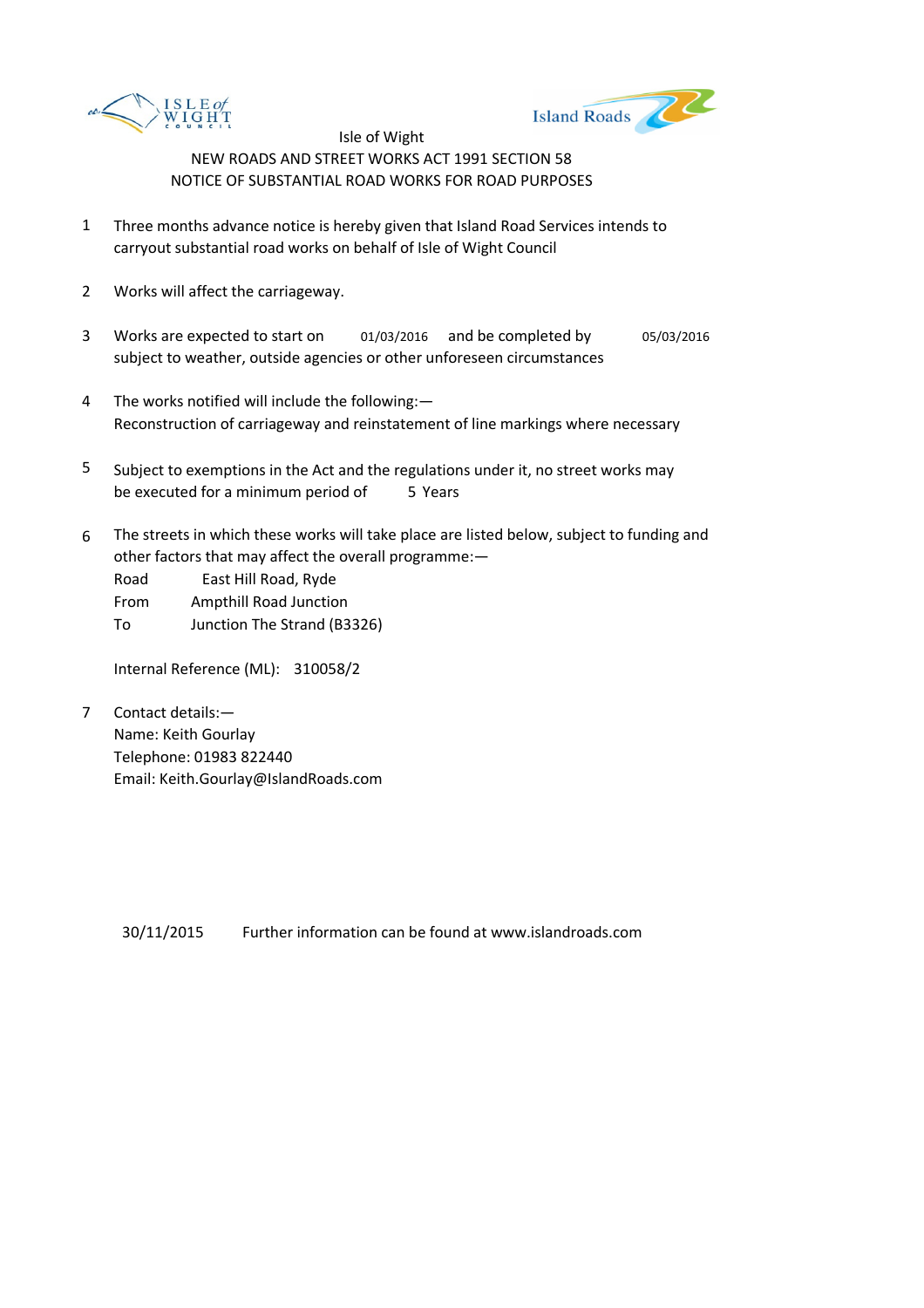Isle of Wight

NEW ROADS AND STREET WORKS ACT 1991 SECTION 58

NOTICE OF SUBSTANTIAL ROAD WORKS FOR ROAD PURPOSES

1. Three months advance notice is hereby given that Island Road Services intends to carryout substantial road works on behalf of Isle of Wight Council

2. Works will affect the carriageway.

3. Works are expected to start on 01/03/2016 and be completed by 05/03/2016 subject to weather, outside agencies or other unforeseen circumstances

4. The works notified will include the following:—
   Reconstruction of carriageway and reinstatement of line markings where necessary

5. Subject to exemptions in the Act and the regulations under it, no street works may be executed for a minimum period of 5 Years

6. The streets in which these works will take place are listed below, subject to funding and other factors that may affect the overall programme:—
   Road East Hill Road, Ryde
   From Ampthill Road Junction
   To Junction The Strand (B3326)

   Internal Reference (ML): 310058/2

7. Contact details:—
   Name: Keith Gourlay
   Telephone: 01983 822440
   Email: Keith.Gourlay@IslandRoads.com

30/11/2015 Further information can be found at www.islandroads.com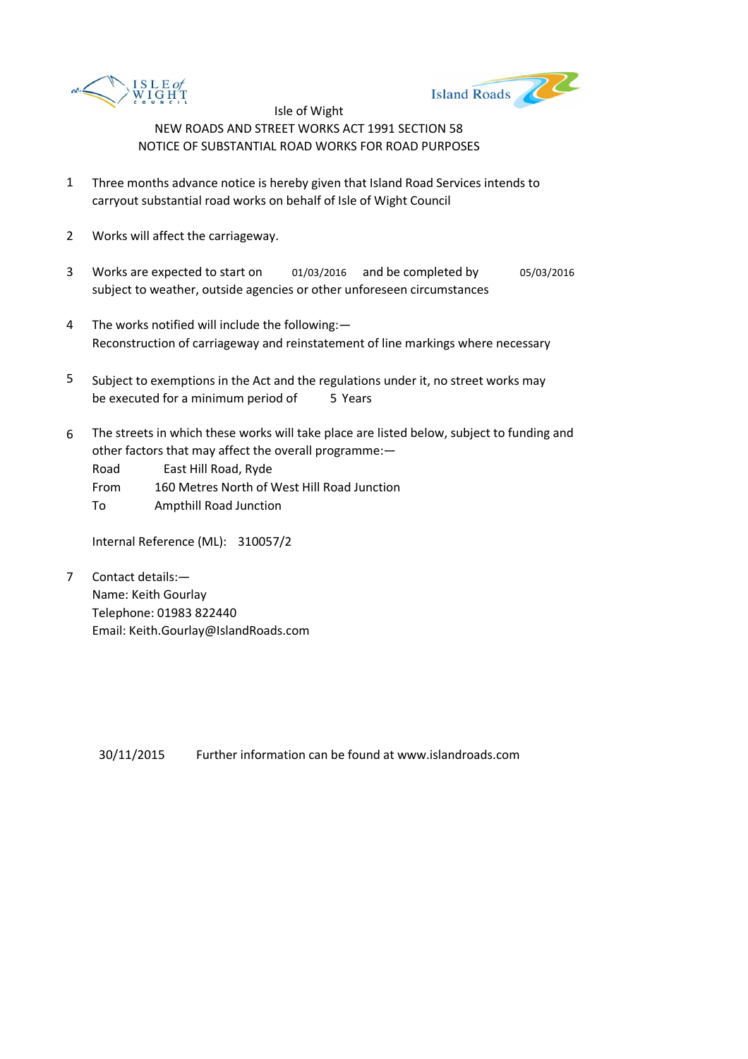Isle of Wight
NEW ROADS AND STREET WORKS ACT 1991 SECTION 58
NOTICE OF SUBSTANTIAL ROAD WORKS FOR ROAD PURPOSES

1. Three months advance notice is hereby given that Island Road Services intends to carryout substantial road works on behalf of Isle of Wight Council

2. Works will affect the carriageway.

3. Works are expected to start on 01/03/2016 and be completed by 05/03/2016 subject to weather, outside agencies or other unforeseen circumstances

4. The works notified will include the following:—
   Reconstruction of carriageway and reinstatement of line markings where necessary

5. Subject to exemptions in the Act and the regulations under it, no street works may be executed for a minimum period of 5 Years

6. The streets in which these works will take place are listed below, subject to funding and other factors that may affect the overall programme:—
   Road East Hill Road, Ryde
   From 160 Metres North of West Hill Road Junction
   To Ampthill Road Junction

   Internal Reference (ML): 310057/2

7. Contact details:—
   Name: Keith Gourlay
   Telephone: 01983 822440
   Email: Keith.Gourlay@IslandRoads.com

30/11/2015 Further information can be found at www.islandroads.com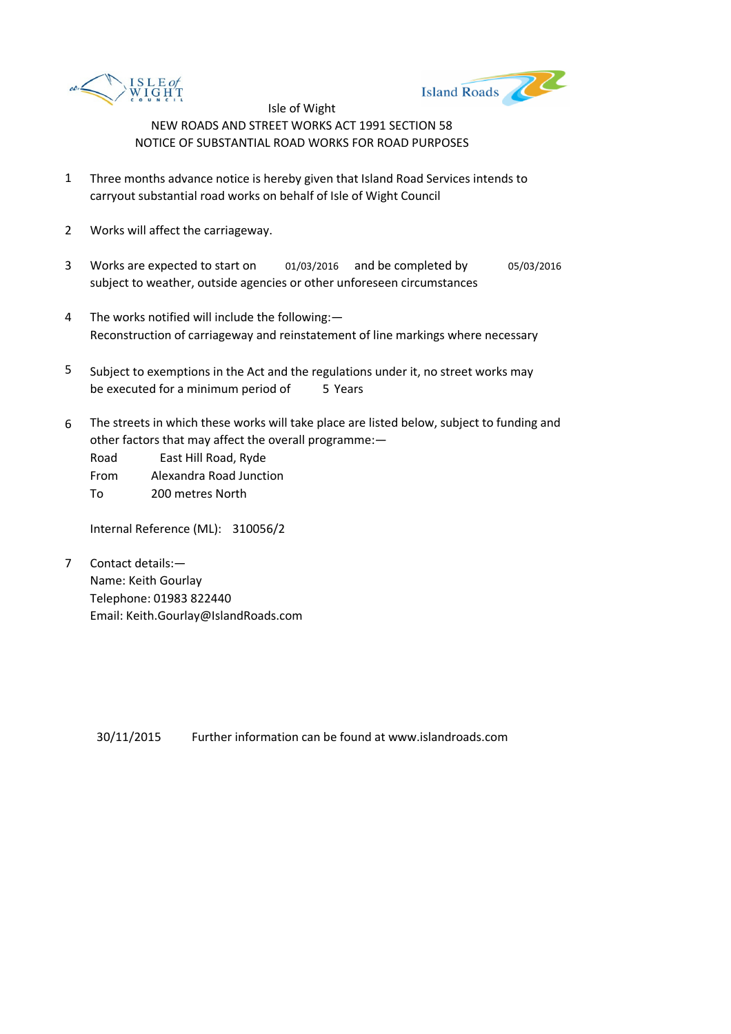Isle of Wight

NEW ROADS AND STREET WORKS ACT 1991 SECTION 58

NOTICE OF SUBSTANTIAL ROAD WORKS FOR ROAD PURPOSES

1. Three months advance notice is hereby given that Island Road Services intends to carryout substantial road works on behalf of Isle of Wight Council

2. Works will affect the carriageway.

3. Works are expected to start on 01/03/2016 and be completed by 05/03/2016 subject to weather, outside agencies or other unforeseen circumstances

4. The works notified will include the following:—
   Reconstruction of carriageway and reinstatement of line markings where necessary

5. Subject to exemptions in the Act and the regulations under it, no street works may be executed for a minimum period of 5 Years

6. The streets in which these works will take place are listed below, subject to funding and other factors that may affect the overall programme:—
   Road East Hill Road, Ryde
   From Alexandra Road Junction
   To 200 metres North

   Internal Reference (ML): 310056/2

7. Contact details:—
   Name: Keith Gourlay
   Telephone: 01983 822440
   Email: Keith.Gourlay@IslandRoads.com

30/11/2015 Further information can be found at www.islandroads.com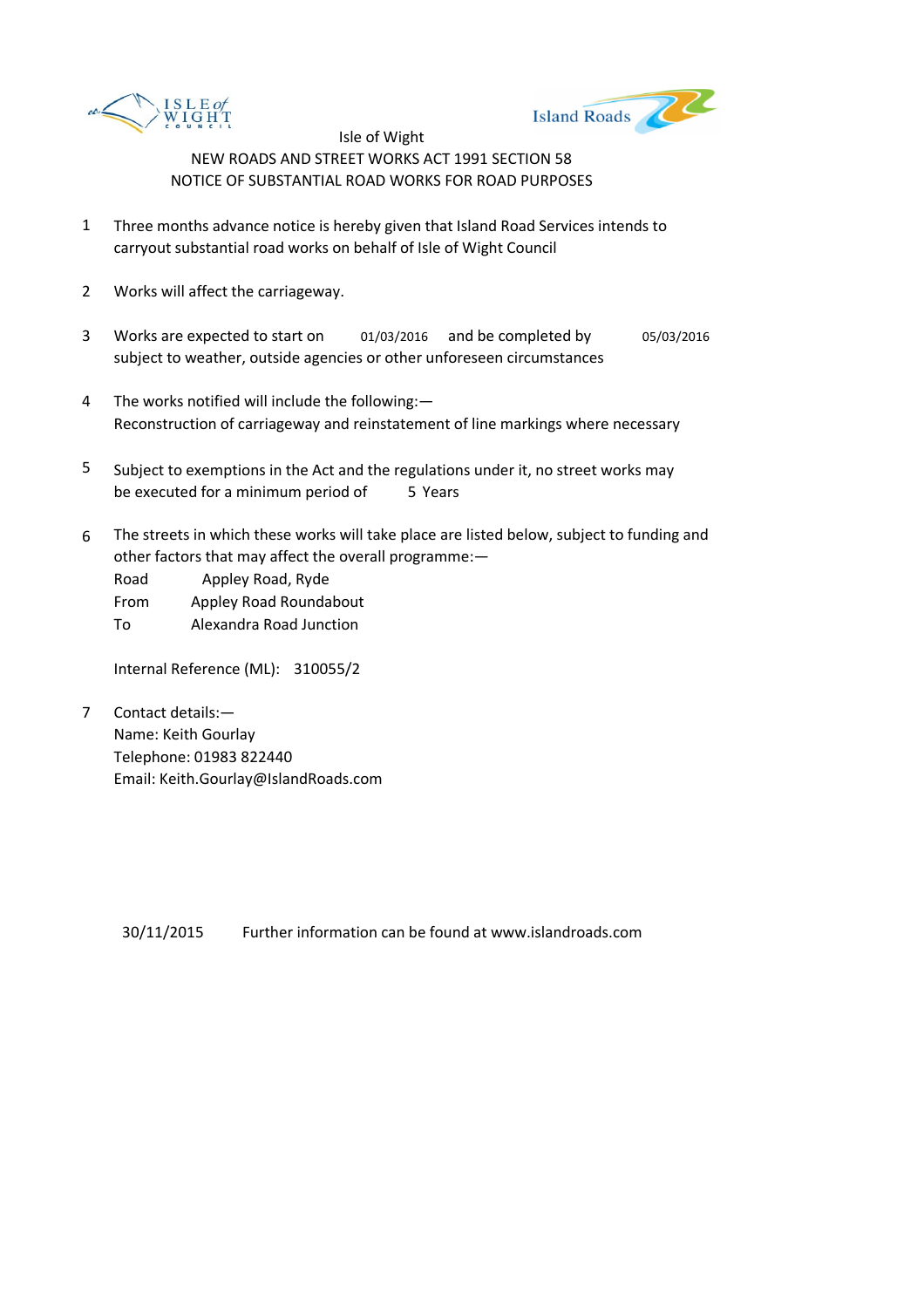Isle of Wight

NEW ROADS AND STREET WORKS ACT 1991 SECTION 58

NOTICE OF SUBSTANTIAL ROAD WORKS FOR ROAD PURPOSES

1. Three months advance notice is hereby given that Island Road Services intends to carryout substantial road works on behalf of Isle of Wight Council

2. Works will affect the carriageway.

3. Works are expected to start on 01/03/2016 and be completed by 05/03/2016 subject to weather, outside agencies or other unforeseen circumstances

4. The works notified will include the following:—
   Reconstruction of carriageway and reinstatement of line markings where necessary

5. Subject to exemptions in the Act and the regulations under it, no street works may be executed for a minimum period of 5 Years

6. The streets in which these works will take place are listed below, subject to funding and other factors that may affect the overall programme:—
   Road Appley Road, Ryde
   From Appley Road Roundabout
   To Alexandra Road Junction

   Internal Reference (ML): 310055/2

7. Contact details:—
   Name: Keith Gourlay
   Telephone: 01983 822440
   Email: Keith.Gourlay@IslandRoads.com

30/11/2015 Further information can be found at www.islandroads.com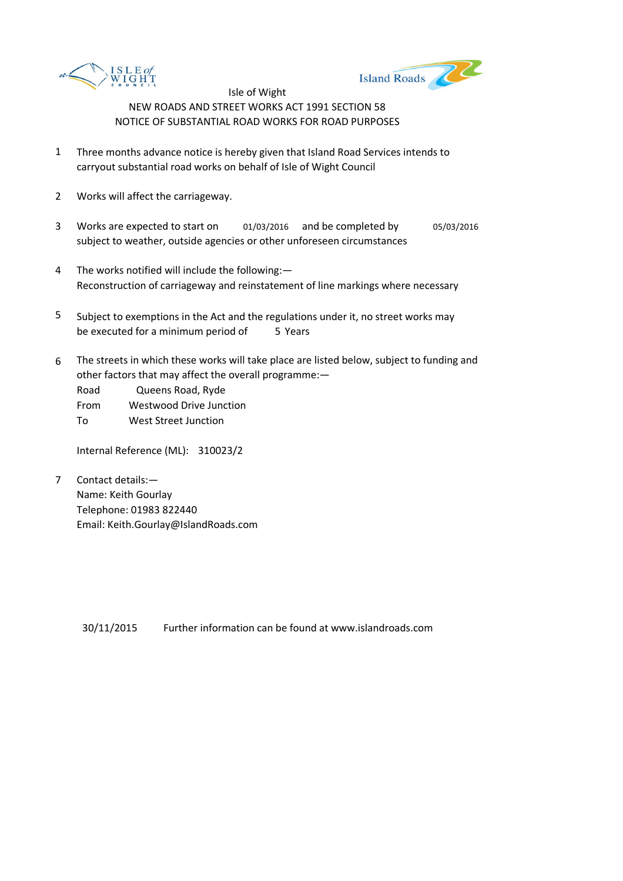Isle of Wight

NEW ROADS AND STREET WORKS ACT 1991 SECTION 58

NOTICE OF SUBSTANTIAL ROAD WORKS FOR ROAD PURPOSES

1. Three months advance notice is hereby given that Island Road Services intends to carryout substantial road works on behalf of Isle of Wight Council

2. Works will affect the carriageway.

3. Works are expected to start on 01/03/2016 and be completed by 05/03/2016 subject to weather, outside agencies or other unforeseen circumstances

4. The works notified will include the following:—
   Reconstruction of carriageway and reinstatement of line markings where necessary

5. Subject to exemptions in the Act and the regulations under it, no street works may be executed for a minimum period of 5 Years

6. The streets in which these works will take place are listed below, subject to funding and other factors that may affect the overall programme:—
   Road Queens Road, Ryde
   From Westwood Drive Junction
   To West Street Junction

   Internal Reference (ML): 310023/2

7. Contact details:—
   Name: Keith Gourlay
   Telephone: 01983 822440
   Email: Keith.Gourlay@IslandRoads.com

30/11/2015 Further information can be found at www.islandroads.com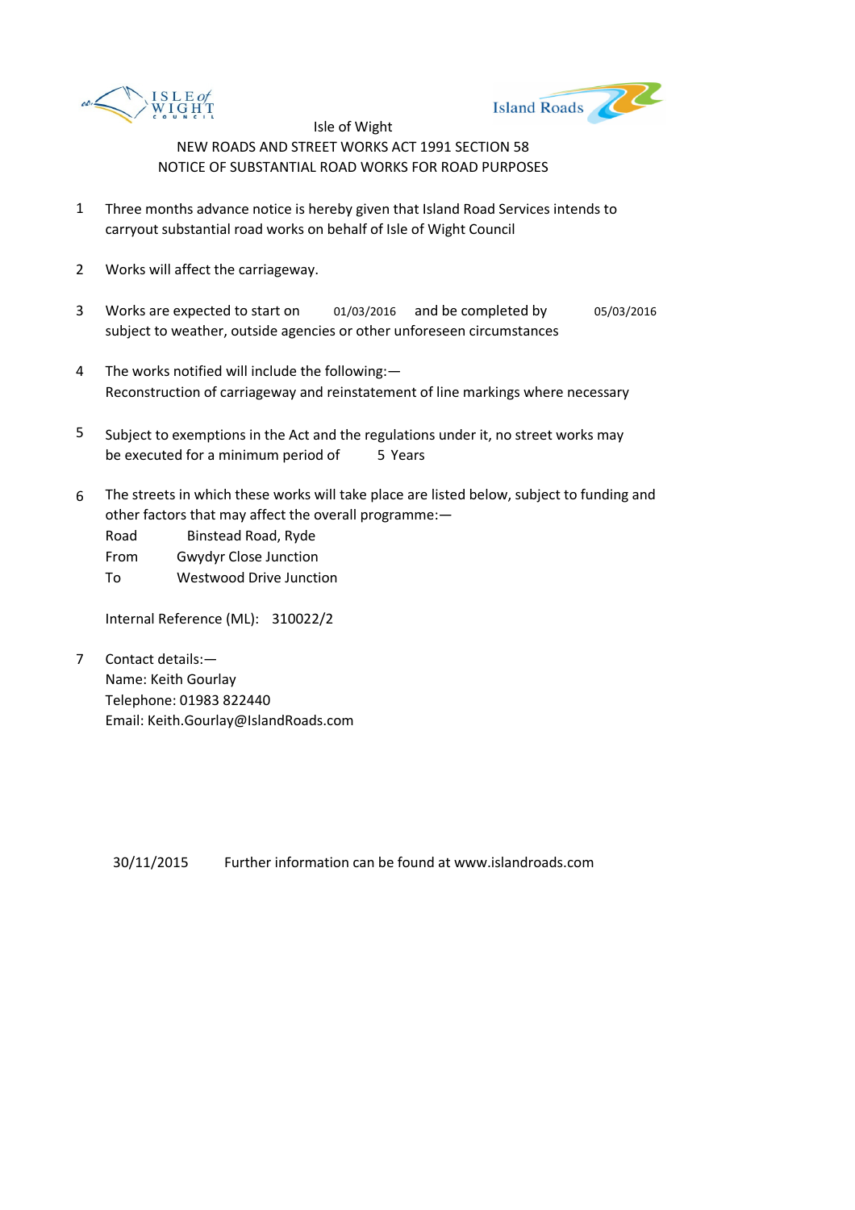Isle of Wight

NEW ROADS AND STREET WORKS ACT 1991 SECTION 58

NOTICE OF SUBSTANTIAL ROAD WORKS FOR ROAD PURPOSES

1. Three months advance notice is hereby given that Island Road Services intends to carryout substantial road works on behalf of Isle of Wight Council

2. Works will affect the carriageway.

3. Works are expected to start on 01/03/2016 and be completed by 05/03/2016 subject to weather, outside agencies or other unforeseen circumstances

4. The works notified will include the following:—
   Reconstruction of carriageway and reinstatement of line markings where necessary

5. Subject to exemptions in the Act and the regulations under it, no street works may be executed for a minimum period of 5 Years

6. The streets in which these works will take place are listed below, subject to funding and other factors that may affect the overall programme:—
   Road Binstead Road, Ryde
   From Gwydyr Close Junction
   To Westwood Drive Junction

   Internal Reference (ML): 310022/2

7. Contact details:—
   Name: Keith Gourlay
   Telephone: 01983 822440
   Email: Keith.Gourlay@IslandRoads.com

30/11/2015 Further information can be found at www.islandroads.com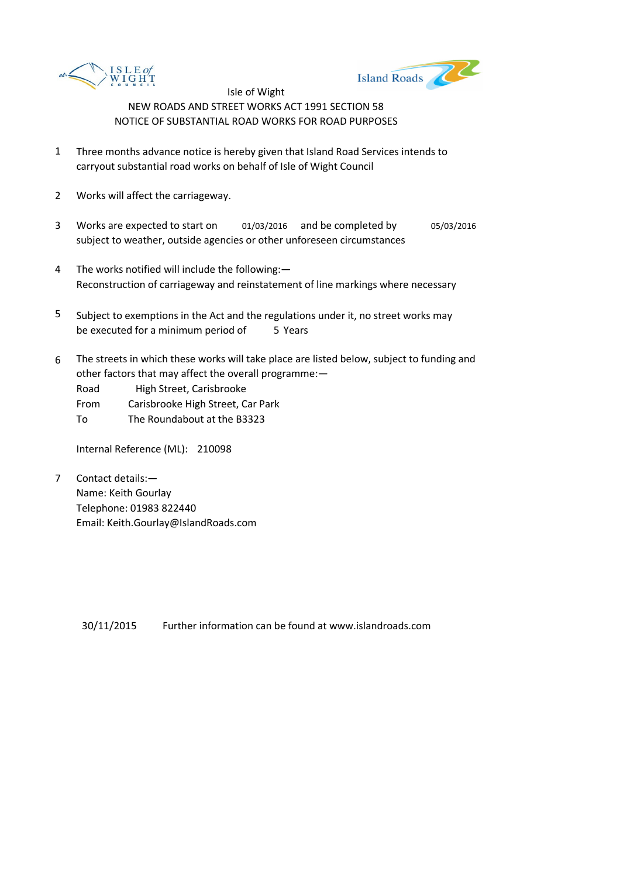Isle of Wight

NEW ROADS AND STREET WORKS ACT 1991 SECTION 58

NOTICE OF SUBSTANTIAL ROAD WORKS FOR ROAD PURPOSES

1. Three months advance notice is hereby given that Island Road Services intends to carryout substantial road works on behalf of Isle of Wight Council

2. Works will affect the carriageway.

3. Works are expected to start on 01/03/2016 and be completed by 05/03/2016 subject to weather, outside agencies or other unforeseen circumstances

4. The works notified will include the following:—
Reconstruction of carriageway and reinstatement of line markings where necessary

5. Subject to exemptions in the Act and the regulations under it, no street works may be executed for a minimum period of 5 Years

6. The streets in which these works will take place are listed below, subject to funding and other factors that may affect the overall programme:—
Road High Street, Carisbrooke
From Carisbrooke High Street, Car Park
To The Roundabout at the B3323

   Internal Reference (ML): 210098

7. Contact details:—
Name: Keith Gourlay
Telephone: 01983 822440
Email: Keith.Gourlay@IslandRoads.com

30/11/2015 Further information can be found at www.islandroads.com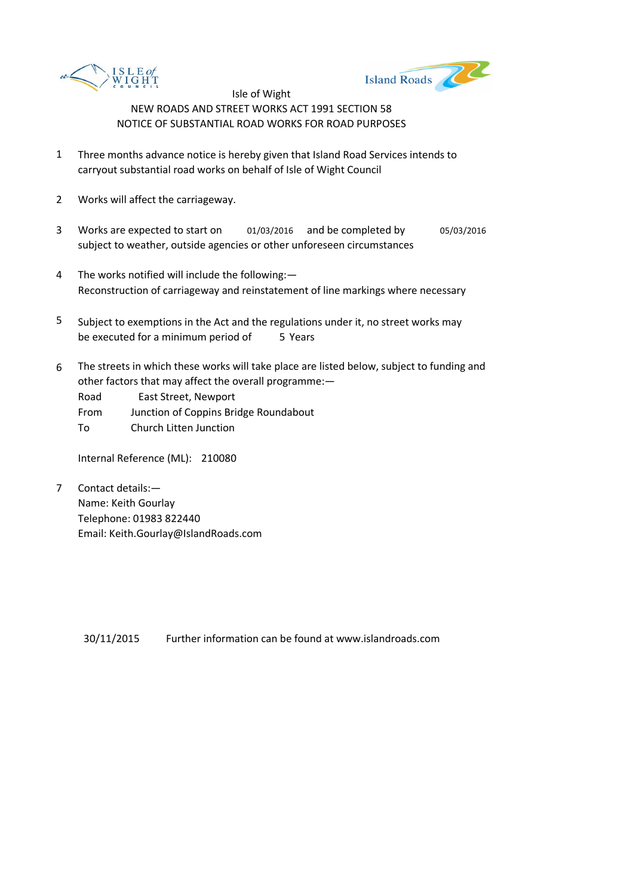Isle of Wight

NEW ROADS AND STREET WORKS ACT 1991 SECTION 58

NOTICE OF SUBSTANTIAL ROAD WORKS FOR ROAD PURPOSES

1. Three months advance notice is hereby given that Island Road Services intends to carryout substantial road works on behalf of Isle of Wight Council

2. Works will affect the carriageway.

3. Works are expected to start on 01/03/2016 and be completed by 05/03/2016 subject to weather, outside agencies or other unforeseen circumstances

4. The works notified will include the following:—
   Reconstruction of carriageway and reinstatement of line markings where necessary

5. Subject to exemptions in the Act and the regulations under it, no street works may be executed for a minimum period of 5 Years

6. The streets in which these works will take place are listed below, subject to funding and other factors that may affect the overall programme:—
   Road East Street, Newport
   From Junction of Coppins Bridge Roundabout
   To Church Litten Junction

   Internal Reference (ML): 210080

7. Contact details:—
   Name: Keith Gourlay
   Telephone: 01983 822440
   Email: Keith.Gourlay@IslandRoads.com

30/11/2015 Further information can be found at www.islandroads.com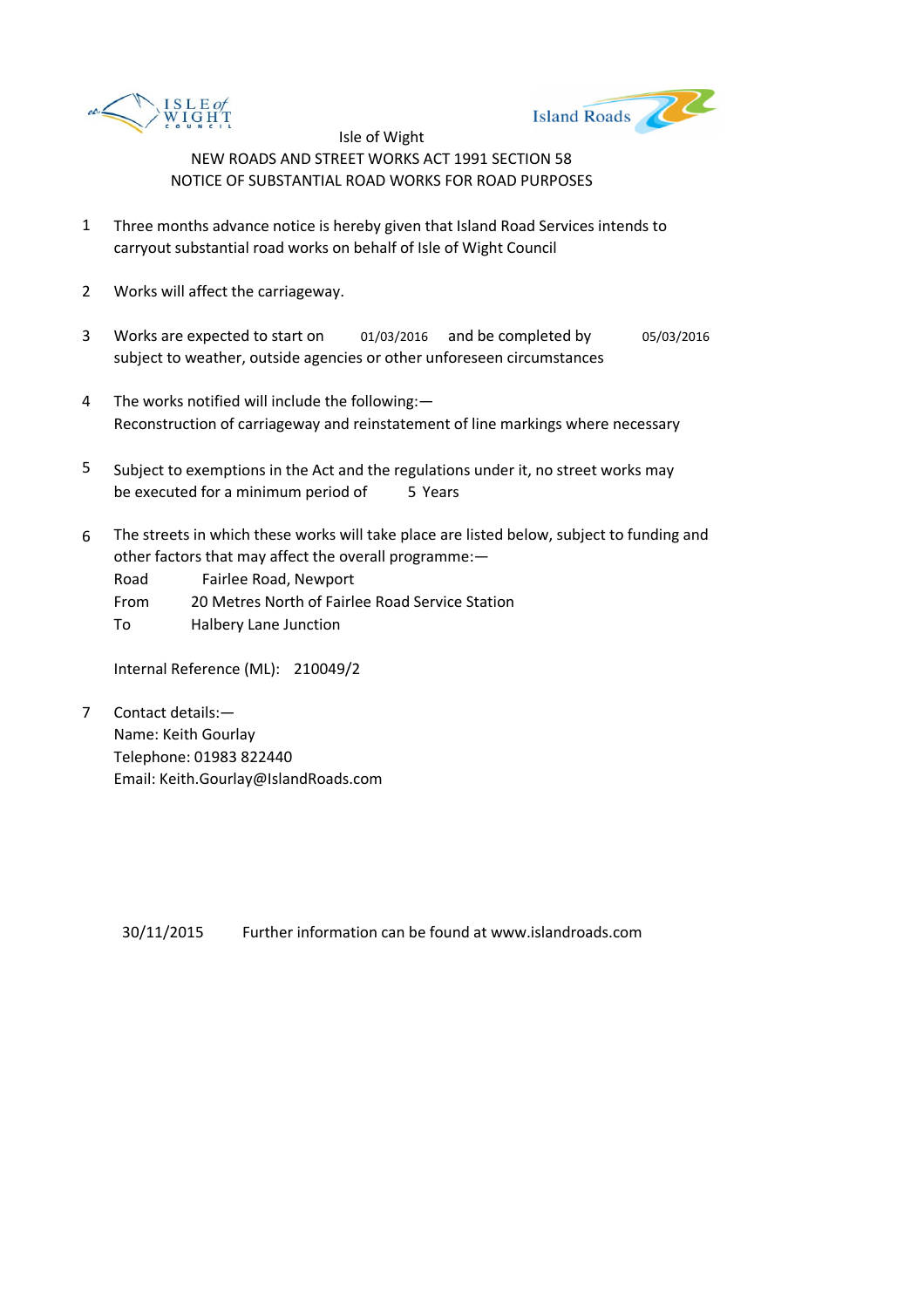Isle of Wight

NEW ROADS AND STREET WORKS ACT 1991 SECTION 58

NOTICE OF SUBSTANTIAL ROAD WORKS FOR ROAD PURPOSES

1. Three months advance notice is hereby given that Island Road Services intends to carryout substantial road works on behalf of Isle of Wight Council

2. Works will affect the carriageway.

3. Works are expected to start on 01/03/2016 and be completed by 05/03/2016 subject to weather, outside agencies or other unforeseen circumstances

4. The works notified will include the following:—
   Reconstruction of carriageway and reinstatement of line markings where necessary

5. Subject to exemptions in the Act and the regulations under it, no street works may be executed for a minimum period of 5 Years

6. The streets in which these works will take place are listed below, subject to funding and other factors that may affect the overall programme:—
   Road Fairlee Road, Newport
   From 20 Metres North of Fairlee Road Service Station
   To Halbery Lane Junction

   Internal Reference (ML): 210049/2

7. Contact details:—
   Name: Keith Gourlay
   Telephone: 01983 822440
   Email: Keith.Gourlay@IslandRoads.com

30/11/2015 Further information can be found at www.islandroads.com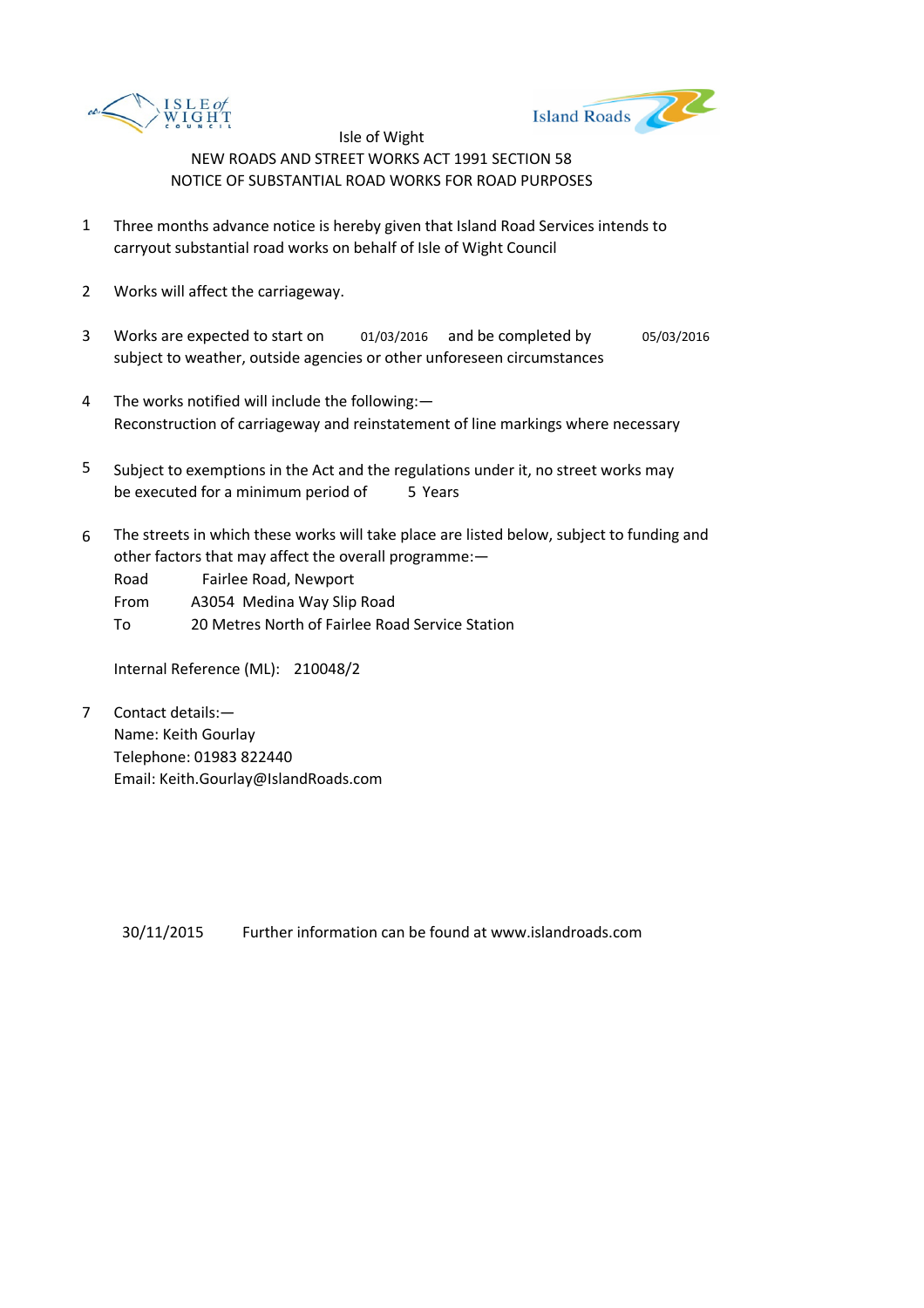Isle of Wight

NEW ROADS AND STREET WORKS ACT 1991 SECTION 58

NOTICE OF SUBSTANTIAL ROAD WORKS FOR ROAD PURPOSES

1. Three months advance notice is hereby given that Island Road Services intends to carryout substantial road works on behalf of Isle of Wight Council

2. Works will affect the carriageway.

3. Works are expected to start on 01/03/2016 and be completed by 05/03/2016 subject to weather, outside agencies or other unforeseen circumstances

4. The works notified will include the following:—
   Reconstruction of carriageway and reinstatement of line markings where necessary

5. Subject to exemptions in the Act and the regulations under it, no street works may be executed for a minimum period of 5 Years

6. The streets in which these works will take place are listed below, subject to funding and other factors that may affect the overall programme:—
   Road Fairlee Road, Newport
   From A3054 Medina Way Slip Road
   To 20 Metres North of Fairlee Road Service Station

   Internal Reference (ML): 210048/2

7. Contact details:—
   Name: Keith Gourlay
   Telephone: 01983 822440
   Email: Keith.Gourlay@IslandRoads.com

30/11/2015 Further information can be found at www.islandroads.com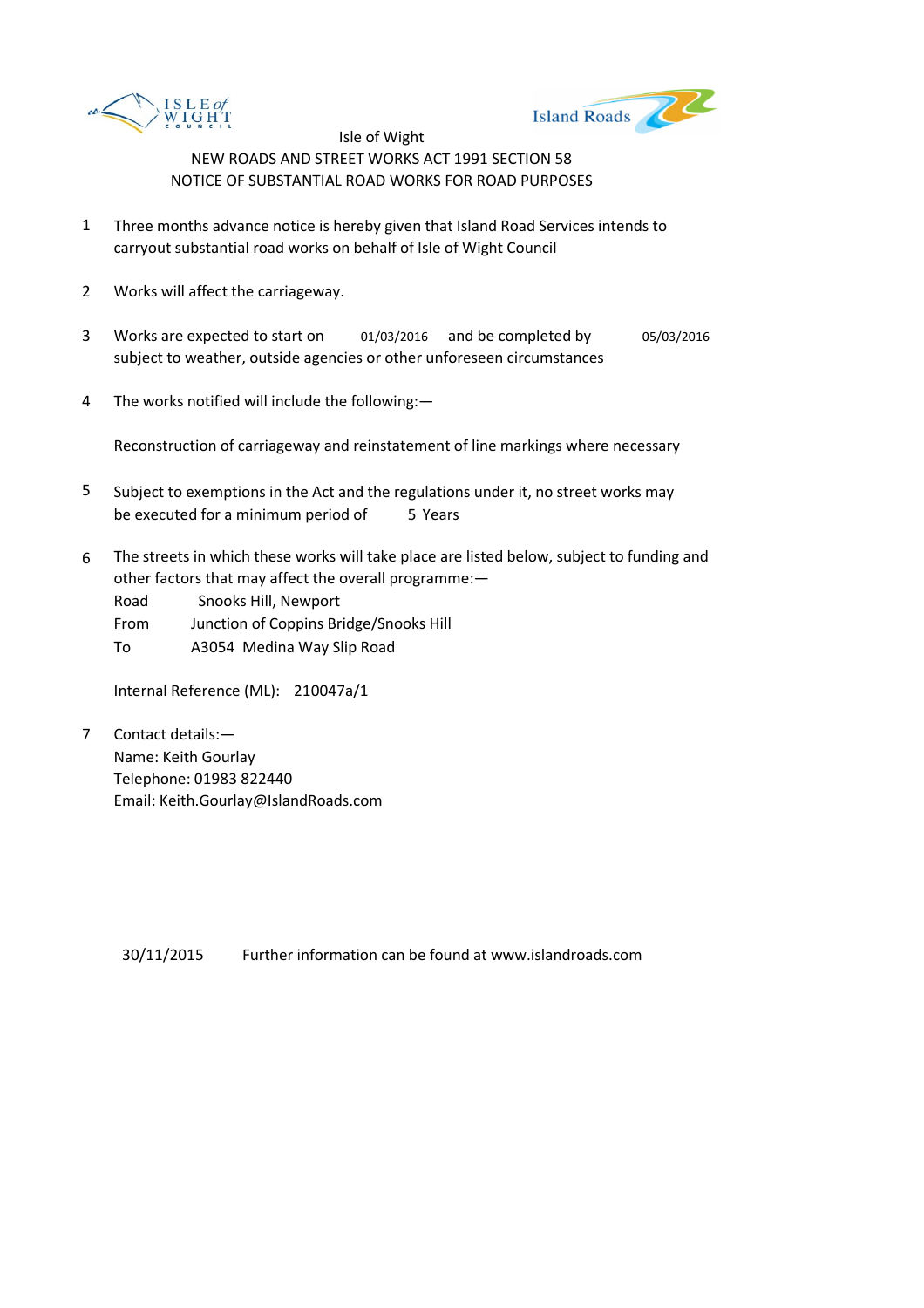ISLE of WIGHT COUNCIL

Island Roads

Isle of Wight

NEW ROADS AND STREET WORKS ACT 1991 SECTION 58

NOTICE OF SUBSTANTIAL ROAD WORKS FOR ROAD PURPOSES

1. Three months advance notice is hereby given that Island Road Services intends to carryout substantial road works on behalf of Isle of Wight Council

2. Works will affect the carriageway.

3. Works are expected to start on 01/03/2016 and be completed by 05/03/2016 subject to weather, outside agencies or other unforeseen circumstances

4. The works notified will include the following:—

   Reconstruction of carriageway and reinstatement of line markings where necessary

5. Subject to exemptions in the Act and the regulations under it, no street works may be executed for a minimum period of 5 Years

6. The streets in which these works will take place are listed below, subject to funding and other factors that may affect the overall programme:—

   Road Snooks Hill, Newport
   From Junction of Coppins Bridge/Snooks Hill
   To A3054 Medina Way Slip Road

   Internal Reference (ML): 210047a/1

7. Contact details:—
   Name: Keith Gourlay
   Telephone: 01983 822440
   Email: Keith.Gourlay@IslandRoads.com

30/11/2015 Further information can be found at www.islandroads.com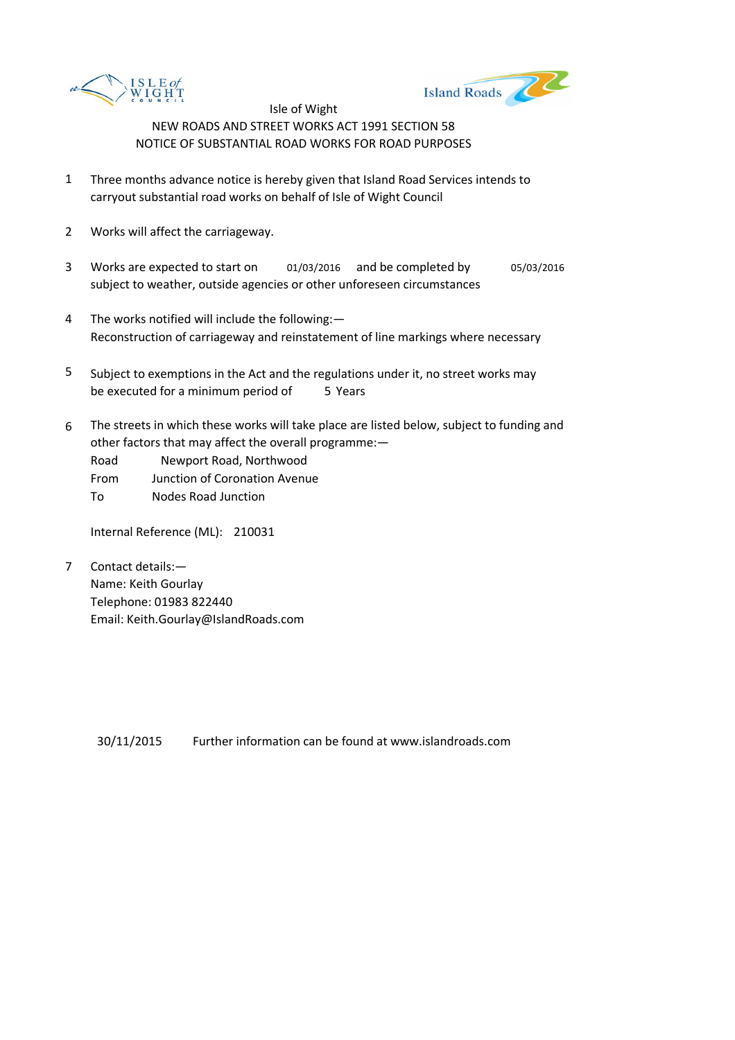Isle of Wight

NEW ROADS AND STREET WORKS ACT 1991 SECTION 58

NOTICE OF SUBSTANTIAL ROAD WORKS FOR ROAD PURPOSES

1 Three months advance notice is hereby given that Island Road Services intends to carryout substantial road works on behalf of Isle of Wight Council

2 Works will affect the carriageway.

3 Works are expected to start on 01/03/2016 and be completed by 05/03/2016 subject to weather, outside agencies or other unforeseen circumstances

4 The works notified will include the following:—
Reconstruction of carriageway and reinstatement of line markings where necessary

5 Subject to exemptions in the Act and the regulations under it, no street works may be executed for a minimum period of 5 Years

6 The streets in which these works will take place are listed below, subject to funding and other factors that may affect the overall programme:—

Road Newport Road, Northwood
From Junction of Coronation Avenue
To Nodes Road Junction

Internal Reference (ML): 210031

7 Contact details:—
Name: Keith Gourlay
Telephone: 01983 822440
Email: Keith.Gourlay@IslandRoads.com

30/11/2015 Further information can be found at www.islandroads.com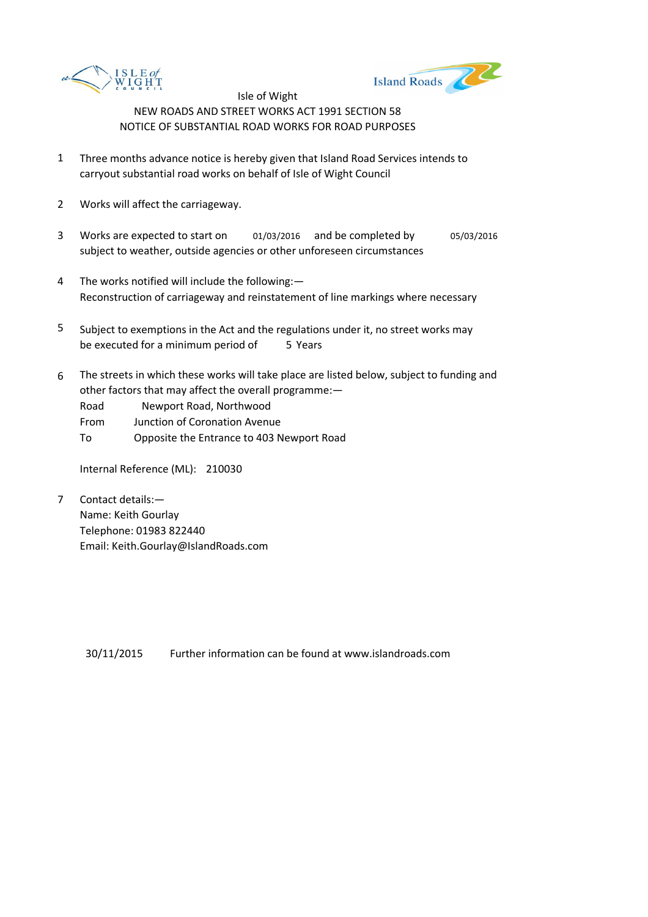Isle of Wight

NEW ROADS AND STREET WORKS ACT 1991 SECTION 58

NOTICE OF SUBSTANTIAL ROAD WORKS FOR ROAD PURPOSES

1. Three months advance notice is hereby given that Island Road Services intends to carryout substantial road works on behalf of Isle of Wight Council

2. Works will affect the carriageway.

3. Works are expected to start on 01/03/2016 and be completed by 05/03/2016 subject to weather, outside agencies or other unforeseen circumstances

4. The works notified will include the following:—
   Reconstruction of carriageway and reinstatement of line markings where necessary

5. Subject to exemptions in the Act and the regulations under it, no street works may be executed for a minimum period of 5 Years

6. The streets in which these works will take place are listed below, subject to funding and other factors that may affect the overall programme:—

   Road Newport Road, Northwood
   From Junction of Coronation Avenue
   To Opposite the Entrance to 403 Newport Road

   Internal Reference (ML): 210030

7. Contact details:—
   Name: Keith Gourlay
   Telephone: 01983 822440
   Email: Keith.Gourlay@IslandRoads.com

30/11/2015 Further information can be found at www.islandroads.com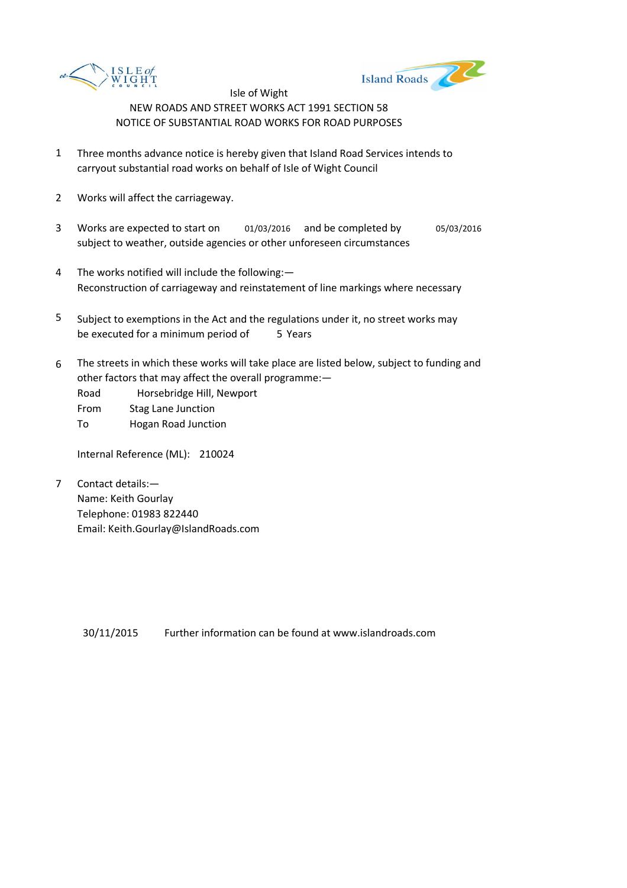Isle of Wight

NEW ROADS AND STREET WORKS ACT 1991 SECTION 58

NOTICE OF SUBSTANTIAL ROAD WORKS FOR ROAD PURPOSES

1. Three months advance notice is hereby given that Island Road Services intends to carryout substantial road works on behalf of Isle of Wight Council

2. Works will affect the carriageway.

3. Works are expected to start on 01/03/2016 and be completed by 05/03/2016 subject to weather, outside agencies or other unforeseen circumstances

4. The works notified will include the following:—
   Reconstruction of carriageway and reinstatement of line markings where necessary

5. Subject to exemptions in the Act and the regulations under it, no street works may be executed for a minimum period of 5 Years

6. The streets in which these works will take place are listed below, subject to funding and other factors that may affect the overall programme:—
   Road Horsebridge Hill, Newport
   From Stag Lane Junction
   To Hogan Road Junction

   Internal Reference (ML): 210024

7. Contact details:—
   Name: Keith Gourlay
   Telephone: 01983 822440
   Email: Keith.Gourlay@IslandRoads.com

30/11/2015 Further information can be found at www.islandroads.com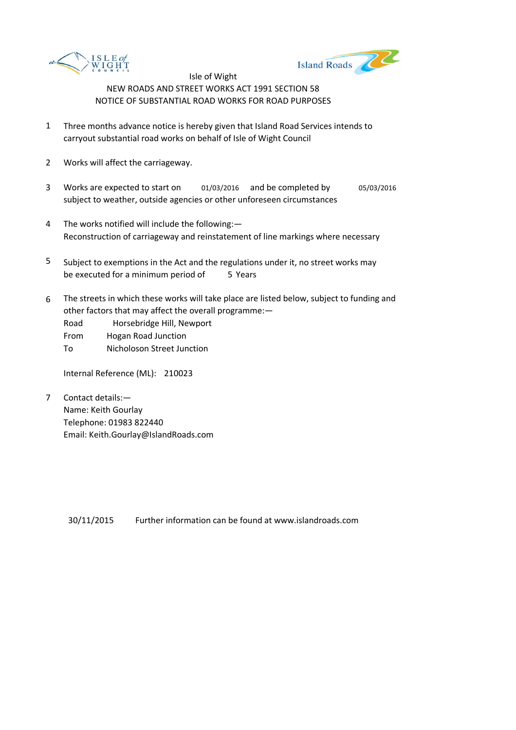Isle of Wight

NEW ROADS AND STREET WORKS ACT 1991 SECTION 58

NOTICE OF SUBSTANTIAL ROAD WORKS FOR ROAD PURPOSES

1 Three months advance notice is hereby given that Island Road Services intends to carryout substantial road works on behalf of Isle of Wight Council

2 Works will affect the carriageway.

3 Works are expected to start on 01/03/2016 and be completed by 05/03/2016 subject to weather, outside agencies or other unforeseen circumstances

4 The works notified will include the following:—
Reconstruction of carriageway and reinstatement of line markings where necessary

5 Subject to exemptions in the Act and the regulations under it, no street works may be executed for a minimum period of 5 Years

6 The streets in which these works will take place are listed below, subject to funding and other factors that may affect the overall programme:—
Road Horsebridge Hill, Newport
From Hogan Road Junction
To Nicholoson Street Junction

Internal Reference (ML): 210023

7 Contact details:—
Name: Keith Gourlay
Telephone: 01983 822440
Email: Keith.Gourlay@IslandRoads.com

30/11/2015 Further information can be found at www.islandroads.com